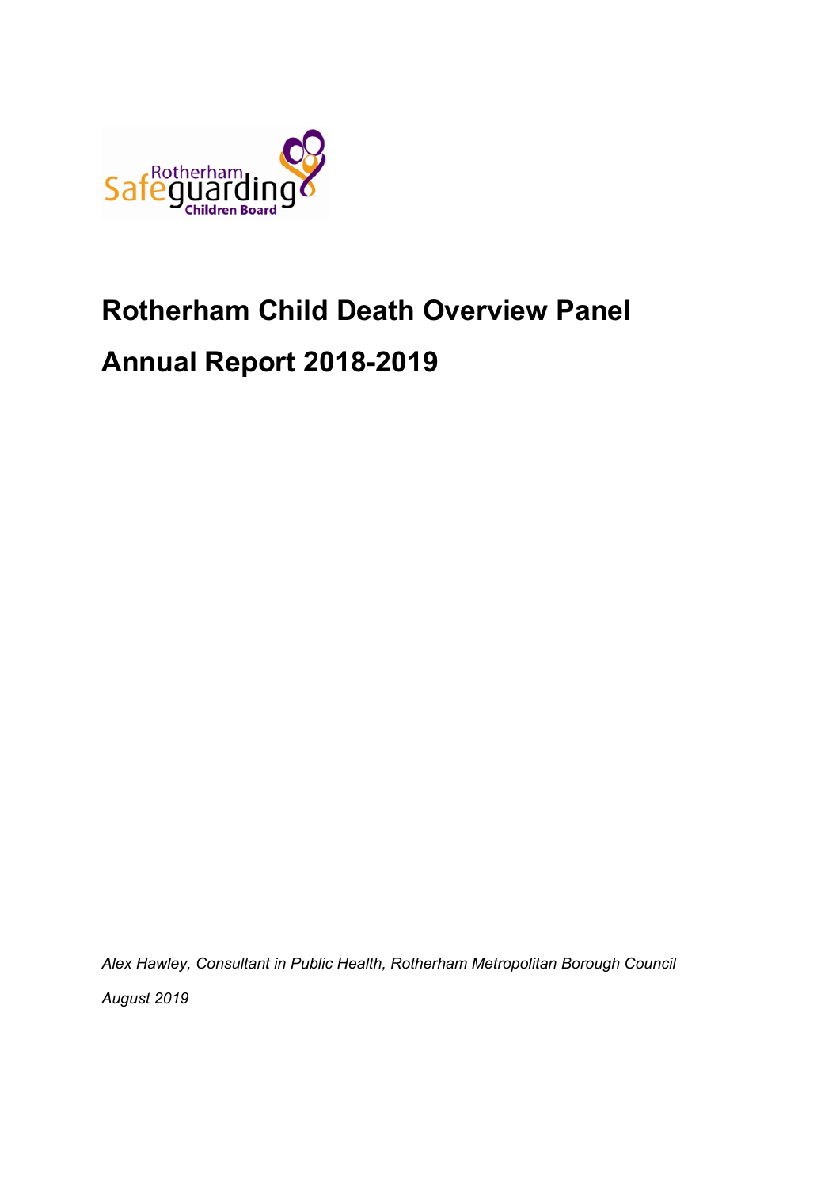# Rotherham Child Death Overview Panel

# Annual Report 2018-2019

*Alex Hawley, Consultant in Public Health, Rotherham Metropolitan Borough Council*

*August 2019*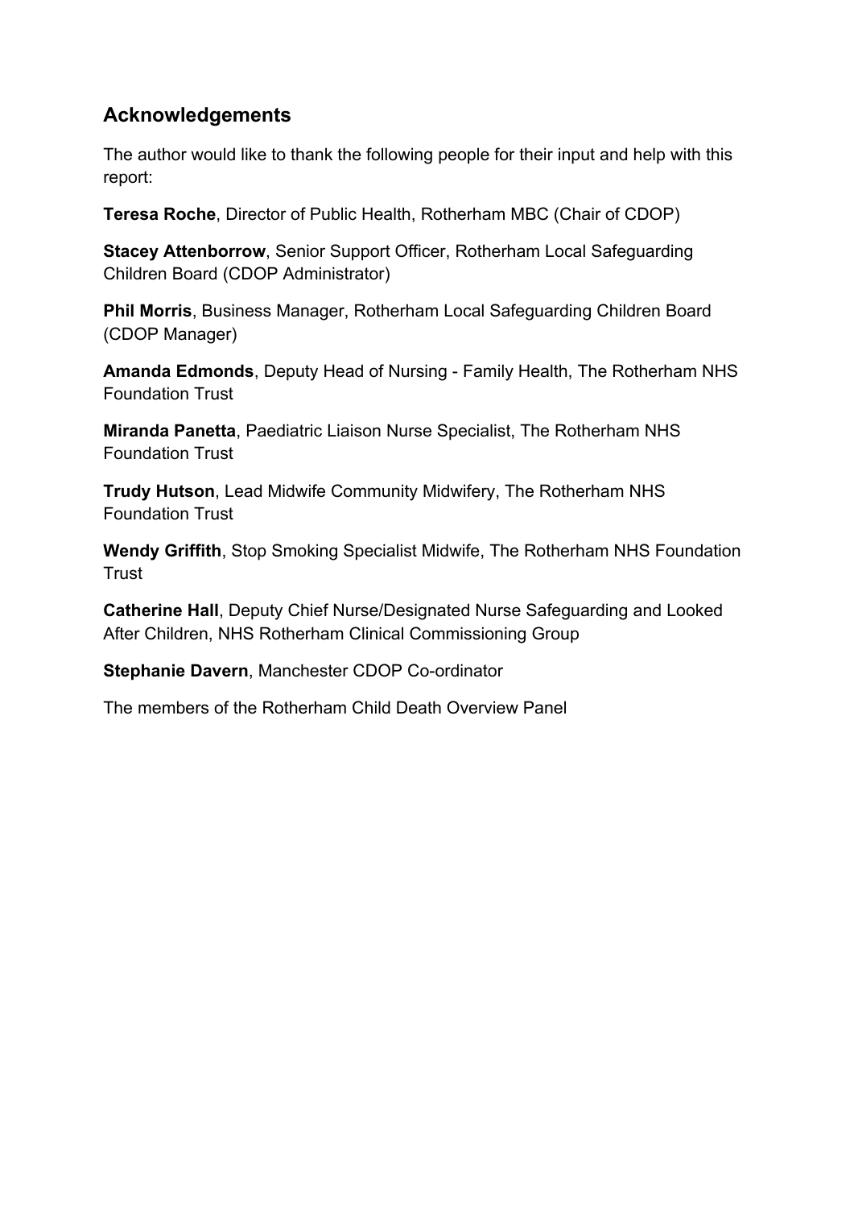## Acknowledgements

The author would like to thank the following people for their input and help with this report:

**Teresa Roche**, Director of Public Health, Rotherham MBC (Chair of CDOP)

**Stacey Attenborrow**, Senior Support Officer, Rotherham Local Safeguarding Children Board (CDOP Administrator)

**Phil Morris**, Business Manager, Rotherham Local Safeguarding Children Board (CDOP Manager)

**Amanda Edmonds**, Deputy Head of Nursing - Family Health, The Rotherham NHS Foundation Trust

**Miranda Panetta**, Paediatric Liaison Nurse Specialist, The Rotherham NHS Foundation Trust

**Trudy Hutson**, Lead Midwife Community Midwifery, The Rotherham NHS Foundation Trust

**Wendy Griffith**, Stop Smoking Specialist Midwife, The Rotherham NHS Foundation Trust

**Catherine Hall**, Deputy Chief Nurse/Designated Nurse Safeguarding and Looked After Children, NHS Rotherham Clinical Commissioning Group

**Stephanie Davern**, Manchester CDOP Co-ordinator

The members of the Rotherham Child Death Overview Panel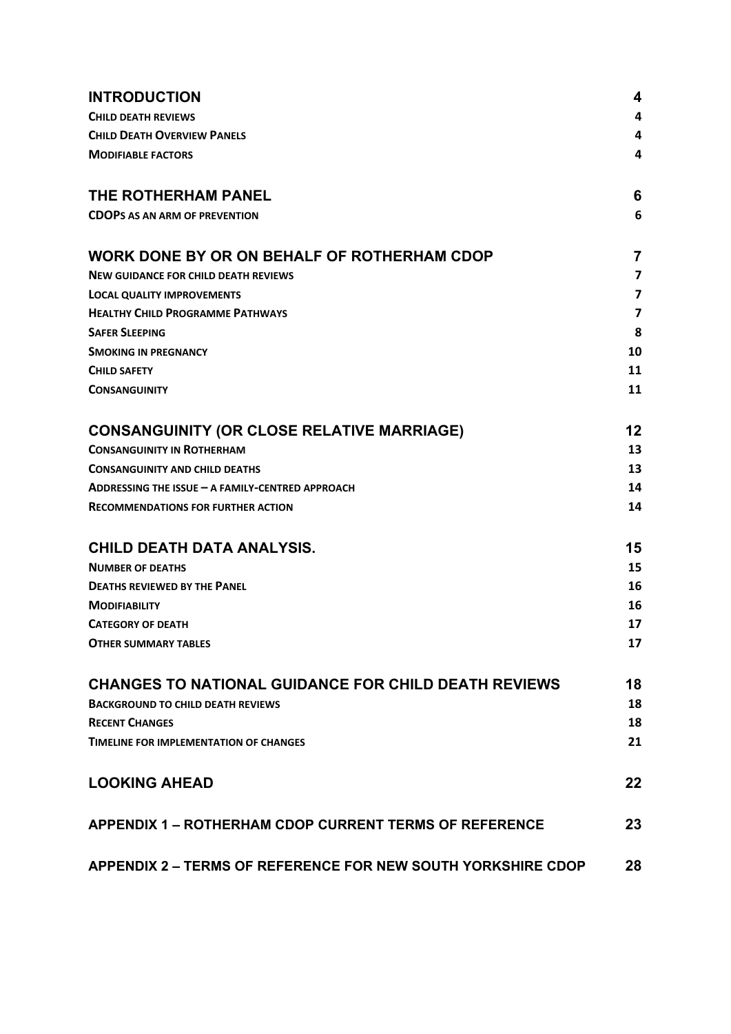| | |
|---|---|
| **INTRODUCTION** | **4** |
| **CHILD DEATH REVIEWS** | **4** |
| **CHILD DEATH OVERVIEW PANELS** | **4** |
| **MODIFIABLE FACTORS** | **4** |
| **THE ROTHERHAM PANEL** | **6** |
| **CDOPS AS AN ARM OF PREVENTION** | **6** |
| **WORK DONE BY OR ON BEHALF OF ROTHERHAM CDOP** | **7** |
| **NEW GUIDANCE FOR CHILD DEATH REVIEWS** | **7** |
| **LOCAL QUALITY IMPROVEMENTS** | **7** |
| **HEALTHY CHILD PROGRAMME PATHWAYS** | **7** |
| **SAFER SLEEPING** | **8** |
| **SMOKING IN PREGNANCY** | **10** |
| **CHILD SAFETY** | **11** |
| **CONSANGUINITY** | **11** |
| **CONSANGUINITY (OR CLOSE RELATIVE MARRIAGE)** | **12** |
| **CONSANGUINITY IN ROTHERHAM** | **13** |
| **CONSANGUINITY AND CHILD DEATHS** | **13** |
| **ADDRESSING THE ISSUE – A FAMILY-CENTRED APPROACH** | **14** |
| **RECOMMENDATIONS FOR FURTHER ACTION** | **14** |
| **CHILD DEATH DATA ANALYSIS.** | **15** |
| **NUMBER OF DEATHS** | **15** |
| **DEATHS REVIEWED BY THE PANEL** | **16** |
| **MODIFIABILITY** | **16** |
| **CATEGORY OF DEATH** | **17** |
| **OTHER SUMMARY TABLES** | **17** |
| **CHANGES TO NATIONAL GUIDANCE FOR CHILD DEATH REVIEWS** | **18** |
| **BACKGROUND TO CHILD DEATH REVIEWS** | **18** |
| **RECENT CHANGES** | **18** |
| **TIMELINE FOR IMPLEMENTATION OF CHANGES** | **21** |
| **LOOKING AHEAD** | **22** |
| **APPENDIX 1 – ROTHERHAM CDOP CURRENT TERMS OF REFERENCE** | **23** |
| **APPENDIX 2 – TERMS OF REFERENCE FOR NEW SOUTH YORKSHIRE CDOP** | **28** |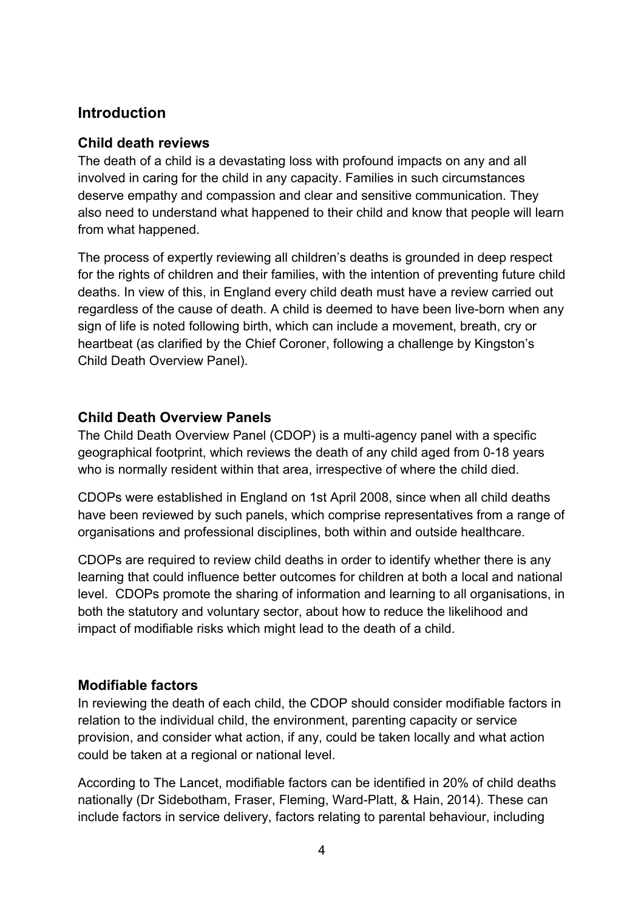## Introduction

### Child death reviews

The death of a child is a devastating loss with profound impacts on any and all involved in caring for the child in any capacity. Families in such circumstances deserve empathy and compassion and clear and sensitive communication. They also need to understand what happened to their child and know that people will learn from what happened.

The process of expertly reviewing all children's deaths is grounded in deep respect for the rights of children and their families, with the intention of preventing future child deaths. In view of this, in England every child death must have a review carried out regardless of the cause of death. A child is deemed to have been live-born when any sign of life is noted following birth, which can include a movement, breath, cry or heartbeat (as clarified by the Chief Coroner, following a challenge by Kingston's Child Death Overview Panel).

### Child Death Overview Panels

The Child Death Overview Panel (CDOP) is a multi-agency panel with a specific geographical footprint, which reviews the death of any child aged from 0-18 years who is normally resident within that area, irrespective of where the child died.

CDOPs were established in England on 1st April 2008, since when all child deaths have been reviewed by such panels, which comprise representatives from a range of organisations and professional disciplines, both within and outside healthcare.

CDOPs are required to review child deaths in order to identify whether there is any learning that could influence better outcomes for children at both a local and national level. CDOPs promote the sharing of information and learning to all organisations, in both the statutory and voluntary sector, about how to reduce the likelihood and impact of modifiable risks which might lead to the death of a child.

### Modifiable factors

In reviewing the death of each child, the CDOP should consider modifiable factors in relation to the individual child, the environment, parenting capacity or service provision, and consider what action, if any, could be taken locally and what action could be taken at a regional or national level.

According to The Lancet, modifiable factors can be identified in 20% of child deaths nationally (Dr Sidebotham, Fraser, Fleming, Ward-Platt, & Hain, 2014). These can include factors in service delivery, factors relating to parental behaviour, including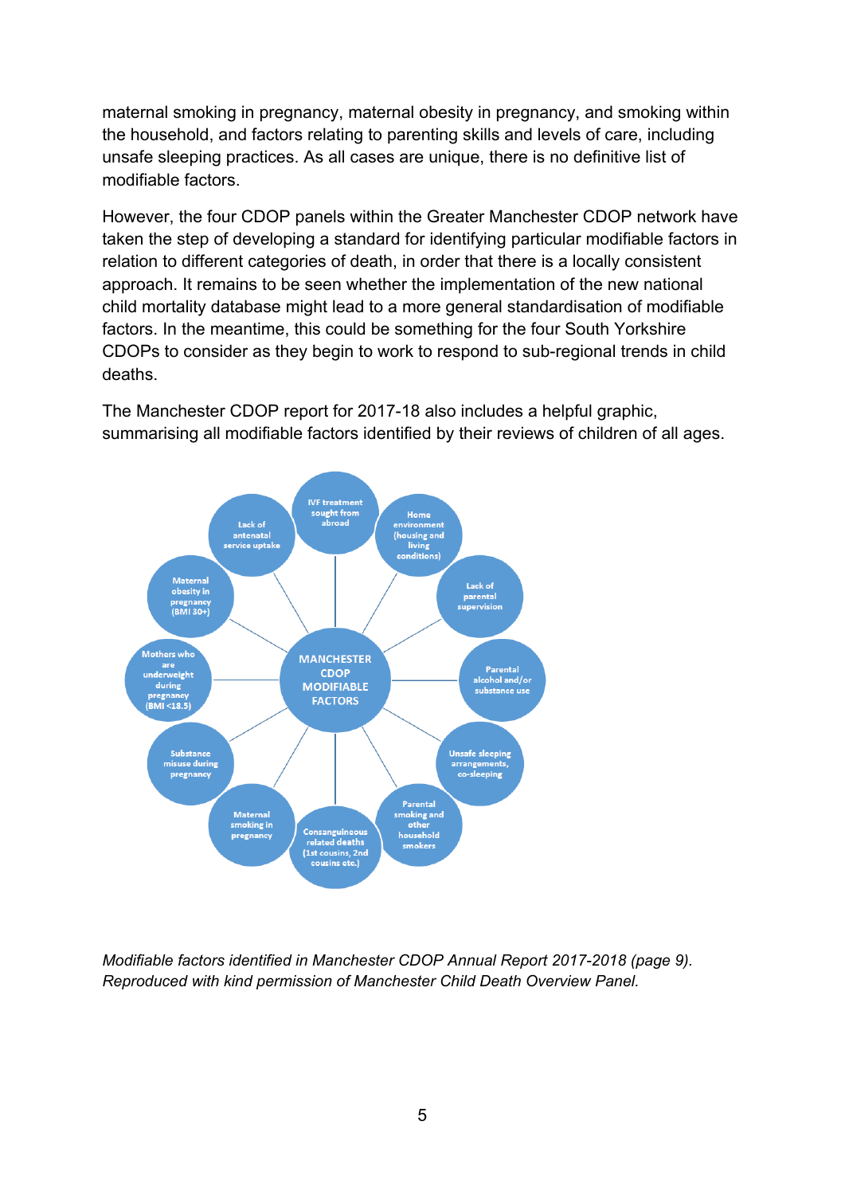maternal smoking in pregnancy, maternal obesity in pregnancy, and smoking within the household, and factors relating to parenting skills and levels of care, including unsafe sleeping practices. As all cases are unique, there is no definitive list of modifiable factors.

However, the four CDOP panels within the Greater Manchester CDOP network have taken the step of developing a standard for identifying particular modifiable factors in relation to different categories of death, in order that there is a locally consistent approach. It remains to be seen whether the implementation of the new national child mortality database might lead to a more general standardisation of modifiable factors. In the meantime, this could be something for the four South Yorkshire CDOPs to consider as they begin to work to respond to sub-regional trends in child deaths.

The Manchester CDOP report for 2017-18 also includes a helpful graphic, summarising all modifiable factors identified by their reviews of children of all ages.

**MANCHESTER CDOP MODIFIABLE FACTORS**

- IVF treatment sought from abroad
- Home environment (housing and living conditions)
- Lack of parental supervision
- Parental alcohol and/or substance use
- Unsafe sleeping arrangements, co-sleeping
- Parental smoking and other household smokers
- Consanguineous related deaths (1st cousins, 2nd cousins etc.)
- Maternal smoking in pregnancy
- Substance misuse during pregnancy
- Mothers who are underweight during pregnancy (BMI <18.5)
- Maternal obesity in pregnancy (BMI 30+)
- Lack of antenatal service uptake

*Modifiable factors identified in Manchester CDOP Annual Report 2017-2018 (page 9). Reproduced with kind permission of Manchester Child Death Overview Panel.*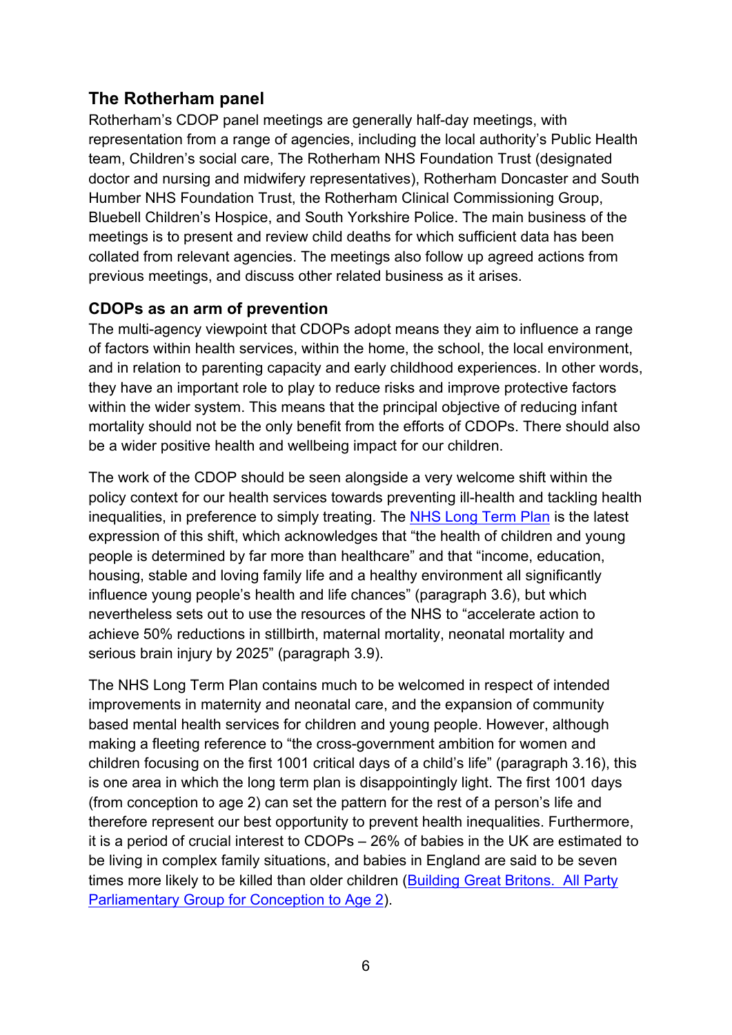## The Rotherham panel

Rotherham's CDOP panel meetings are generally half-day meetings, with representation from a range of agencies, including the local authority's Public Health team, Children's social care, The Rotherham NHS Foundation Trust (designated doctor and nursing and midwifery representatives), Rotherham Doncaster and South Humber NHS Foundation Trust, the Rotherham Clinical Commissioning Group, Bluebell Children's Hospice, and South Yorkshire Police. The main business of the meetings is to present and review child deaths for which sufficient data has been collated from relevant agencies. The meetings also follow up agreed actions from previous meetings, and discuss other related business as it arises.

### CDOPs as an arm of prevention

The multi-agency viewpoint that CDOPs adopt means they aim to influence a range of factors within health services, within the home, the school, the local environment, and in relation to parenting capacity and early childhood experiences. In other words, they have an important role to play to reduce risks and improve protective factors within the wider system. This means that the principal objective of reducing infant mortality should not be the only benefit from the efforts of CDOPs. There should also be a wider positive health and wellbeing impact for our children.

The work of the CDOP should be seen alongside a very welcome shift within the policy context for our health services towards preventing ill-health and tackling health inequalities, in preference to simply treating. The [NHS Long Term Plan]() is the latest expression of this shift, which acknowledges that "the health of children and young people is determined by far more than healthcare" and that "income, education, housing, stable and loving family life and a healthy environment all significantly influence young people's health and life chances" (paragraph 3.6), but which nevertheless sets out to use the resources of the NHS to "accelerate action to achieve 50% reductions in stillbirth, maternal mortality, neonatal mortality and serious brain injury by 2025" (paragraph 3.9).

The NHS Long Term Plan contains much to be welcomed in respect of intended improvements in maternity and neonatal care, and the expansion of community based mental health services for children and young people. However, although making a fleeting reference to "the cross-government ambition for women and children focusing on the first 1001 critical days of a child's life" (paragraph 3.16), this is one area in which the long term plan is disappointingly light. The first 1001 days (from conception to age 2) can set the pattern for the rest of a person's life and therefore represent our best opportunity to prevent health inequalities. Furthermore, it is a period of crucial interest to CDOPs – 26% of babies in the UK are estimated to be living in complex family situations, and babies in England are said to be seven times more likely to be killed than older children ([Building Great Britons. All Party Parliamentary Group for Conception to Age 2]()).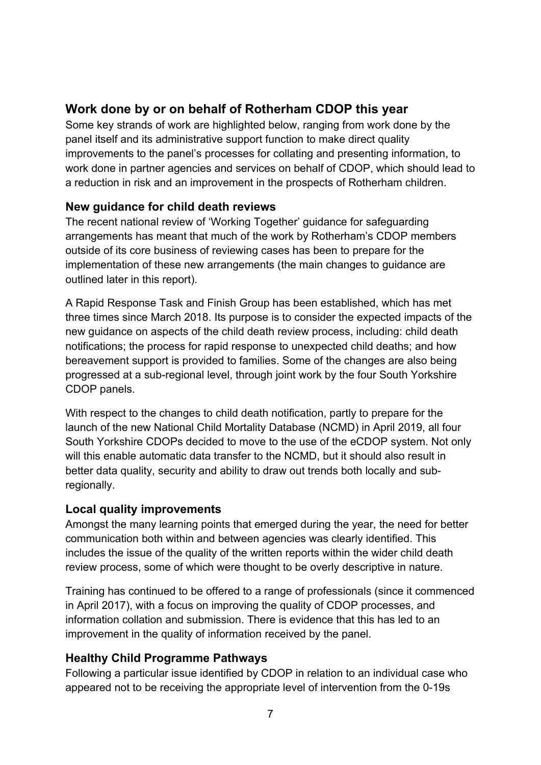## Work done by or on behalf of Rotherham CDOP this year

Some key strands of work are highlighted below, ranging from work done by the panel itself and its administrative support function to make direct quality improvements to the panel's processes for collating and presenting information, to work done in partner agencies and services on behalf of CDOP, which should lead to a reduction in risk and an improvement in the prospects of Rotherham children.

### New guidance for child death reviews

The recent national review of 'Working Together' guidance for safeguarding arrangements has meant that much of the work by Rotherham's CDOP members outside of its core business of reviewing cases has been to prepare for the implementation of these new arrangements (the main changes to guidance are outlined later in this report).

A Rapid Response Task and Finish Group has been established, which has met three times since March 2018. Its purpose is to consider the expected impacts of the new guidance on aspects of the child death review process, including: child death notifications; the process for rapid response to unexpected child deaths; and how bereavement support is provided to families. Some of the changes are also being progressed at a sub-regional level, through joint work by the four South Yorkshire CDOP panels.

With respect to the changes to child death notification, partly to prepare for the launch of the new National Child Mortality Database (NCMD) in April 2019, all four South Yorkshire CDOPs decided to move to the use of the eCDOP system. Not only will this enable automatic data transfer to the NCMD, but it should also result in better data quality, security and ability to draw out trends both locally and sub-regionally.

### Local quality improvements

Amongst the many learning points that emerged during the year, the need for better communication both within and between agencies was clearly identified. This includes the issue of the quality of the written reports within the wider child death review process, some of which were thought to be overly descriptive in nature.

Training has continued to be offered to a range of professionals (since it commenced in April 2017), with a focus on improving the quality of CDOP processes, and information collation and submission. There is evidence that this has led to an improvement in the quality of information received by the panel.

### Healthy Child Programme Pathways

Following a particular issue identified by CDOP in relation to an individual case who appeared not to be receiving the appropriate level of intervention from the 0-19s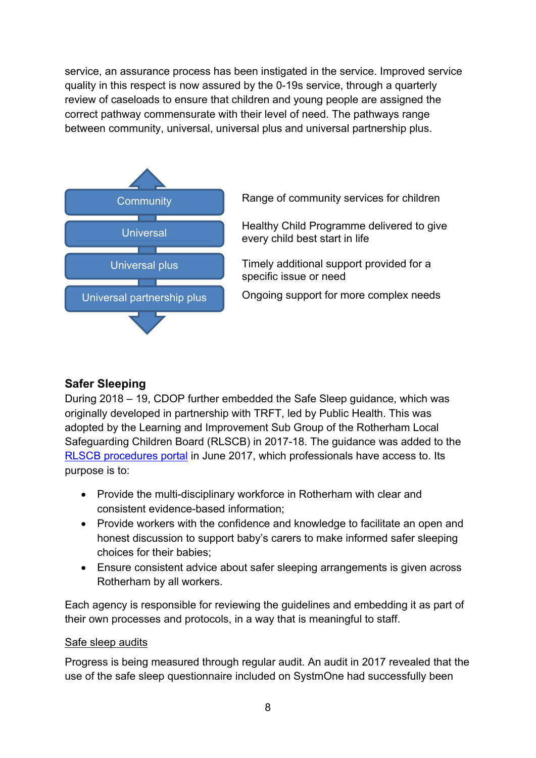service, an assurance process has been instigated in the service. Improved service quality in this respect is now assured by the 0-19s service, through a quarterly review of caseloads to ensure that children and young people are assigned the correct pathway commensurate with their level of need. The pathways range between community, universal, universal plus and universal partnership plus.

| Pathway | Description |
| --- | --- |
| Community | Range of community services for children |
| Universal | Healthy Child Programme delivered to give every child best start in life |
| Universal plus | Timely additional support provided for a specific issue or need |
| Universal partnership plus | Ongoing support for more complex needs |

## Safer Sleeping

During 2018 – 19, CDOP further embedded the Safe Sleep guidance, which was originally developed in partnership with TRFT, led by Public Health. This was adopted by the Learning and Improvement Sub Group of the Rotherham Local Safeguarding Children Board (RLSCB) in 2017-18. The guidance was added to the RLSCB procedures portal in June 2017, which professionals have access to. Its purpose is to:

- Provide the multi-disciplinary workforce in Rotherham with clear and consistent evidence-based information;
- Provide workers with the confidence and knowledge to facilitate an open and honest discussion to support baby's carers to make informed safer sleeping choices for their babies;
- Ensure consistent advice about safer sleeping arrangements is given across Rotherham by all workers.

Each agency is responsible for reviewing the guidelines and embedding it as part of their own processes and protocols, in a way that is meaningful to staff.

Safe sleep audits

Progress is being measured through regular audit. An audit in 2017 revealed that the use of the safe sleep questionnaire included on SystmOne had successfully been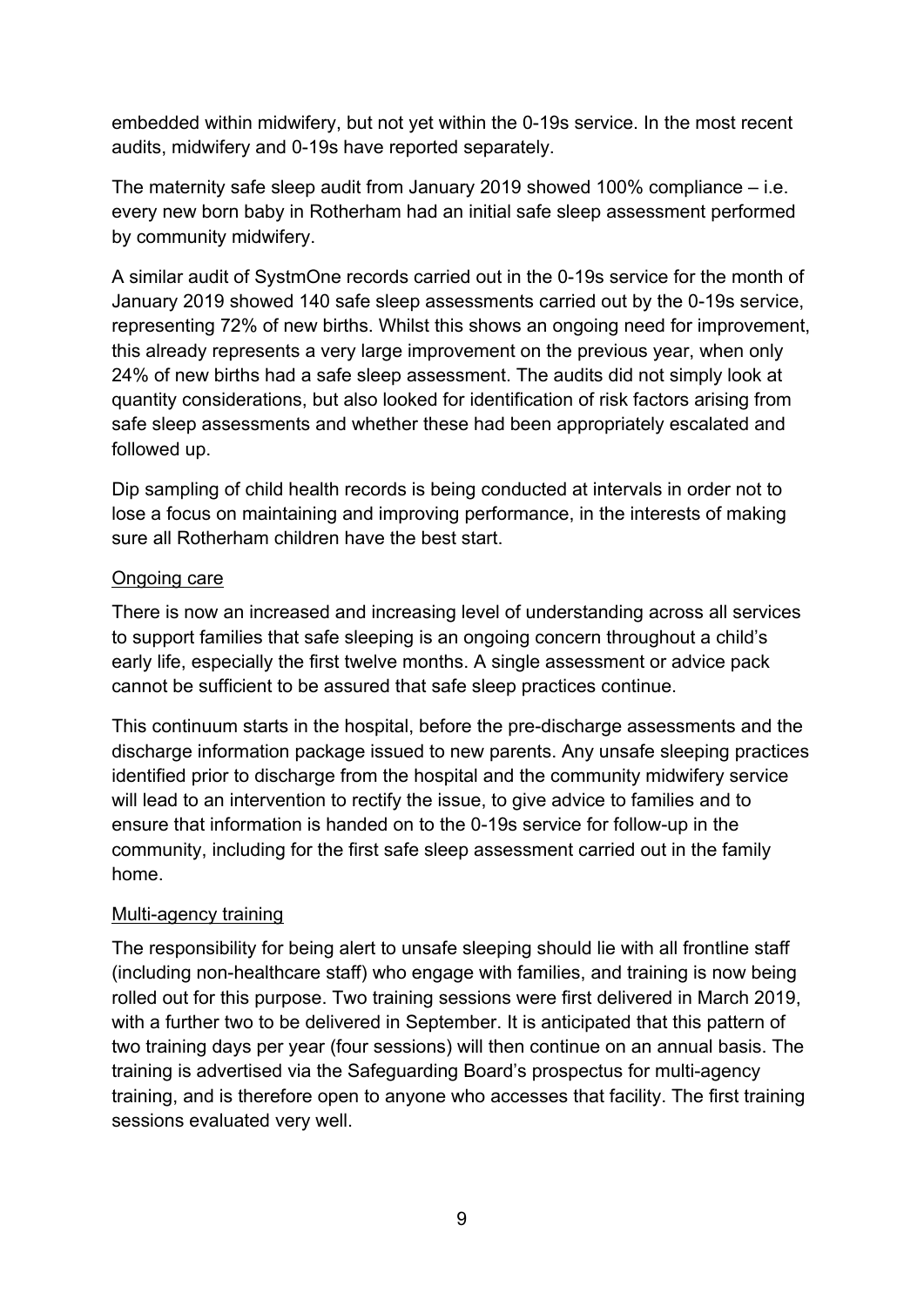embedded within midwifery, but not yet within the 0-19s service. In the most recent audits, midwifery and 0-19s have reported separately.

The maternity safe sleep audit from January 2019 showed 100% compliance – i.e. every new born baby in Rotherham had an initial safe sleep assessment performed by community midwifery.

A similar audit of SystmOne records carried out in the 0-19s service for the month of January 2019 showed 140 safe sleep assessments carried out by the 0-19s service, representing 72% of new births. Whilst this shows an ongoing need for improvement, this already represents a very large improvement on the previous year, when only 24% of new births had a safe sleep assessment. The audits did not simply look at quantity considerations, but also looked for identification of risk factors arising from safe sleep assessments and whether these had been appropriately escalated and followed up.

Dip sampling of child health records is being conducted at intervals in order not to lose a focus on maintaining and improving performance, in the interests of making sure all Rotherham children have the best start.

<u>Ongoing care</u>

There is now an increased and increasing level of understanding across all services to support families that safe sleeping is an ongoing concern throughout a child's early life, especially the first twelve months. A single assessment or advice pack cannot be sufficient to be assured that safe sleep practices continue.

This continuum starts in the hospital, before the pre-discharge assessments and the discharge information package issued to new parents. Any unsafe sleeping practices identified prior to discharge from the hospital and the community midwifery service will lead to an intervention to rectify the issue, to give advice to families and to ensure that information is handed on to the 0-19s service for follow-up in the community, including for the first safe sleep assessment carried out in the family home.

<u>Multi-agency training</u>

The responsibility for being alert to unsafe sleeping should lie with all frontline staff (including non-healthcare staff) who engage with families, and training is now being rolled out for this purpose. Two training sessions were first delivered in March 2019, with a further two to be delivered in September. It is anticipated that this pattern of two training days per year (four sessions) will then continue on an annual basis. The training is advertised via the Safeguarding Board's prospectus for multi-agency training, and is therefore open to anyone who accesses that facility. The first training sessions evaluated very well.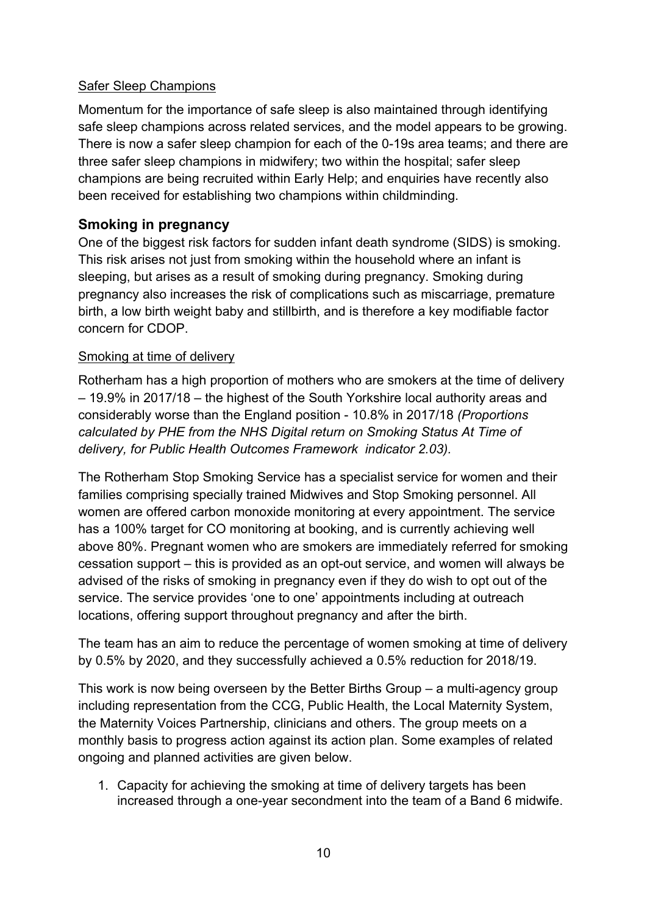Safer Sleep Champions

Momentum for the importance of safe sleep is also maintained through identifying safe sleep champions across related services, and the model appears to be growing. There is now a safer sleep champion for each of the 0-19s area teams; and there are three safer sleep champions in midwifery; two within the hospital; safer sleep champions are being recruited within Early Help; and enquiries have recently also been received for establishing two champions within childminding.

## Smoking in pregnancy

One of the biggest risk factors for sudden infant death syndrome (SIDS) is smoking. This risk arises not just from smoking within the household where an infant is sleeping, but arises as a result of smoking during pregnancy. Smoking during pregnancy also increases the risk of complications such as miscarriage, premature birth, a low birth weight baby and stillbirth, and is therefore a key modifiable factor concern for CDOP.

Smoking at time of delivery

Rotherham has a high proportion of mothers who are smokers at the time of delivery – 19.9% in 2017/18 – the highest of the South Yorkshire local authority areas and considerably worse than the England position - 10.8% in 2017/18 *(Proportions calculated by PHE from the NHS Digital return on Smoking Status At Time of delivery, for Public Health Outcomes Framework indicator 2.03).*

The Rotherham Stop Smoking Service has a specialist service for women and their families comprising specially trained Midwives and Stop Smoking personnel. All women are offered carbon monoxide monitoring at every appointment. The service has a 100% target for CO monitoring at booking, and is currently achieving well above 80%. Pregnant women who are smokers are immediately referred for smoking cessation support – this is provided as an opt-out service, and women will always be advised of the risks of smoking in pregnancy even if they do wish to opt out of the service. The service provides 'one to one' appointments including at outreach locations, offering support throughout pregnancy and after the birth.

The team has an aim to reduce the percentage of women smoking at time of delivery by 0.5% by 2020, and they successfully achieved a 0.5% reduction for 2018/19.

This work is now being overseen by the Better Births Group – a multi-agency group including representation from the CCG, Public Health, the Local Maternity System, the Maternity Voices Partnership, clinicians and others. The group meets on a monthly basis to progress action against its action plan. Some examples of related ongoing and planned activities are given below.

1. Capacity for achieving the smoking at time of delivery targets has been increased through a one-year secondment into the team of a Band 6 midwife.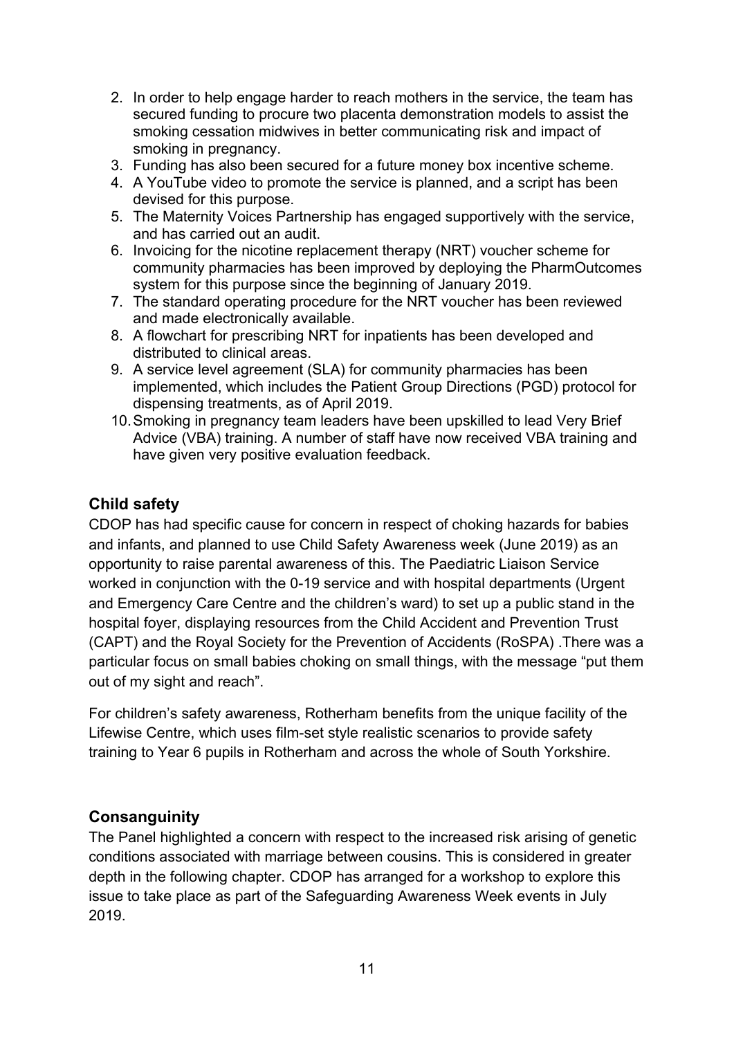2. In order to help engage harder to reach mothers in the service, the team has secured funding to procure two placenta demonstration models to assist the smoking cessation midwives in better communicating risk and impact of smoking in pregnancy.
3. Funding has also been secured for a future money box incentive scheme.
4. A YouTube video to promote the service is planned, and a script has been devised for this purpose.
5. The Maternity Voices Partnership has engaged supportively with the service, and has carried out an audit.
6. Invoicing for the nicotine replacement therapy (NRT) voucher scheme for community pharmacies has been improved by deploying the PharmOutcomes system for this purpose since the beginning of January 2019.
7. The standard operating procedure for the NRT voucher has been reviewed and made electronically available.
8. A flowchart for prescribing NRT for inpatients has been developed and distributed to clinical areas.
9. A service level agreement (SLA) for community pharmacies has been implemented, which includes the Patient Group Directions (PGD) protocol for dispensing treatments, as of April 2019.
10. Smoking in pregnancy team leaders have been upskilled to lead Very Brief Advice (VBA) training. A number of staff have now received VBA training and have given very positive evaluation feedback.

### Child safety

CDOP has had specific cause for concern in respect of choking hazards for babies and infants, and planned to use Child Safety Awareness week (June 2019) as an opportunity to raise parental awareness of this. The Paediatric Liaison Service worked in conjunction with the 0-19 service and with hospital departments (Urgent and Emergency Care Centre and the children's ward) to set up a public stand in the hospital foyer, displaying resources from the Child Accident and Prevention Trust (CAPT) and the Royal Society for the Prevention of Accidents (RoSPA) .There was a particular focus on small babies choking on small things, with the message "put them out of my sight and reach".

For children's safety awareness, Rotherham benefits from the unique facility of the Lifewise Centre, which uses film-set style realistic scenarios to provide safety training to Year 6 pupils in Rotherham and across the whole of South Yorkshire.

### Consanguinity

The Panel highlighted a concern with respect to the increased risk arising of genetic conditions associated with marriage between cousins. This is considered in greater depth in the following chapter. CDOP has arranged for a workshop to explore this issue to take place as part of the Safeguarding Awareness Week events in July 2019.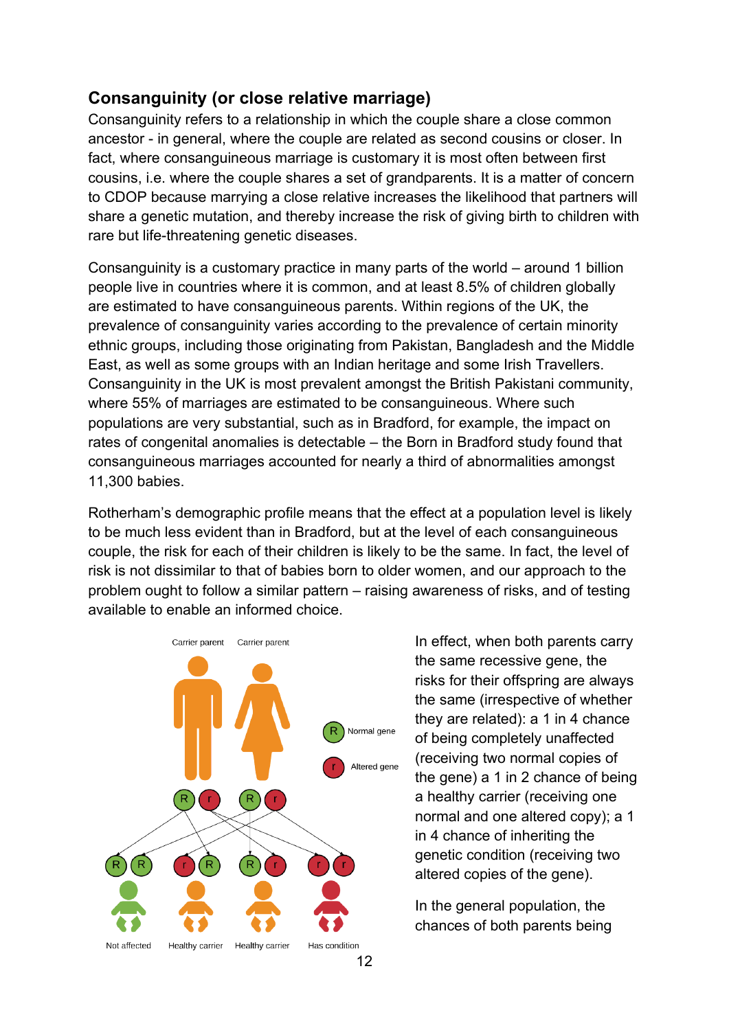## Consanguinity (or close relative marriage)

Consanguinity refers to a relationship in which the couple share a close common ancestor - in general, where the couple are related as second cousins or closer. In fact, where consanguineous marriage is customary it is most often between first cousins, i.e. where the couple shares a set of grandparents. It is a matter of concern to CDOP because marrying a close relative increases the likelihood that partners will share a genetic mutation, and thereby increase the risk of giving birth to children with rare but life-threatening genetic diseases.

Consanguinity is a customary practice in many parts of the world – around 1 billion people live in countries where it is common, and at least 8.5% of children globally are estimated to have consanguineous parents. Within regions of the UK, the prevalence of consanguinity varies according to the prevalence of certain minority ethnic groups, including those originating from Pakistan, Bangladesh and the Middle East, as well as some groups with an Indian heritage and some Irish Travellers. Consanguinity in the UK is most prevalent amongst the British Pakistani community, where 55% of marriages are estimated to be consanguineous. Where such populations are very substantial, such as in Bradford, for example, the impact on rates of congenital anomalies is detectable – the Born in Bradford study found that consanguineous marriages accounted for nearly a third of abnormalities amongst 11,300 babies.

Rotherham's demographic profile means that the effect at a population level is likely to be much less evident than in Bradford, but at the level of each consanguineous couple, the risk for each of their children is likely to be the same. In fact, the level of risk is not dissimilar to that of babies born to older women, and our approach to the problem ought to follow a similar pattern – raising awareness of risks, and of testing available to enable an informed choice.

Carrier parent Carrier parent

R Normal gene

r Altered gene

R R — Not affected; r R — Healthy carrier; R r — Healthy carrier; r r — Has condition

In effect, when both parents carry the same recessive gene, the risks for their offspring are always the same (irrespective of whether they are related): a 1 in 4 chance of being completely unaffected (receiving two normal copies of the gene) a 1 in 2 chance of being a healthy carrier (receiving one normal and one altered copy); a 1 in 4 chance of inheriting the genetic condition (receiving two altered copies of the gene).

In the general population, the chances of both parents being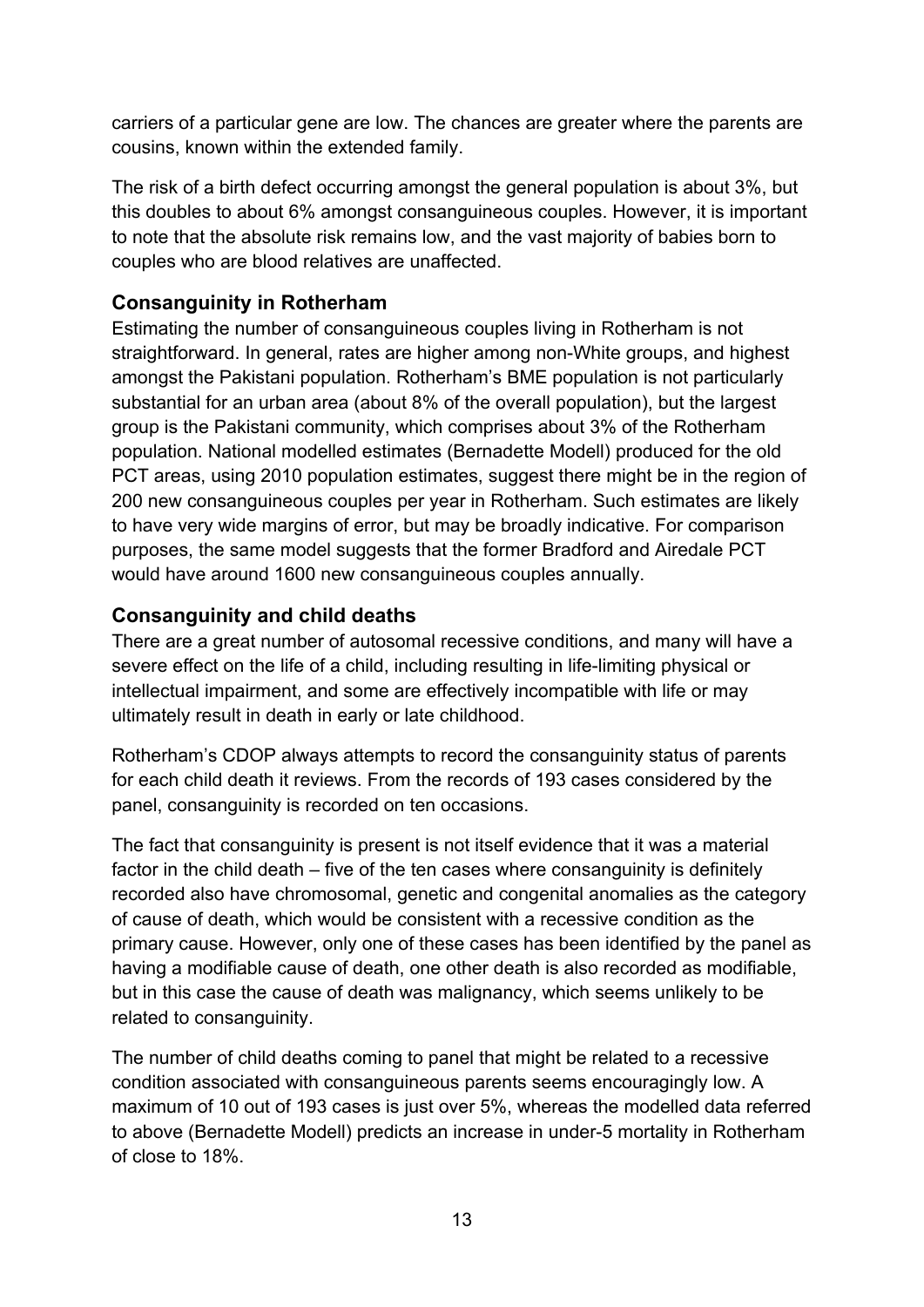carriers of a particular gene are low. The chances are greater where the parents are cousins, known within the extended family.

The risk of a birth defect occurring amongst the general population is about 3%, but this doubles to about 6% amongst consanguineous couples. However, it is important to note that the absolute risk remains low, and the vast majority of babies born to couples who are blood relatives are unaffected.

## Consanguinity in Rotherham

Estimating the number of consanguineous couples living in Rotherham is not straightforward. In general, rates are higher among non-White groups, and highest amongst the Pakistani population. Rotherham's BME population is not particularly substantial for an urban area (about 8% of the overall population), but the largest group is the Pakistani community, which comprises about 3% of the Rotherham population. National modelled estimates (Bernadette Modell) produced for the old PCT areas, using 2010 population estimates, suggest there might be in the region of 200 new consanguineous couples per year in Rotherham. Such estimates are likely to have very wide margins of error, but may be broadly indicative. For comparison purposes, the same model suggests that the former Bradford and Airedale PCT would have around 1600 new consanguineous couples annually.

## Consanguinity and child deaths

There are a great number of autosomal recessive conditions, and many will have a severe effect on the life of a child, including resulting in life-limiting physical or intellectual impairment, and some are effectively incompatible with life or may ultimately result in death in early or late childhood.

Rotherham's CDOP always attempts to record the consanguinity status of parents for each child death it reviews. From the records of 193 cases considered by the panel, consanguinity is recorded on ten occasions.

The fact that consanguinity is present is not itself evidence that it was a material factor in the child death – five of the ten cases where consanguinity is definitely recorded also have chromosomal, genetic and congenital anomalies as the category of cause of death, which would be consistent with a recessive condition as the primary cause. However, only one of these cases has been identified by the panel as having a modifiable cause of death, one other death is also recorded as modifiable, but in this case the cause of death was malignancy, which seems unlikely to be related to consanguinity.

The number of child deaths coming to panel that might be related to a recessive condition associated with consanguineous parents seems encouragingly low. A maximum of 10 out of 193 cases is just over 5%, whereas the modelled data referred to above (Bernadette Modell) predicts an increase in under-5 mortality in Rotherham of close to 18%.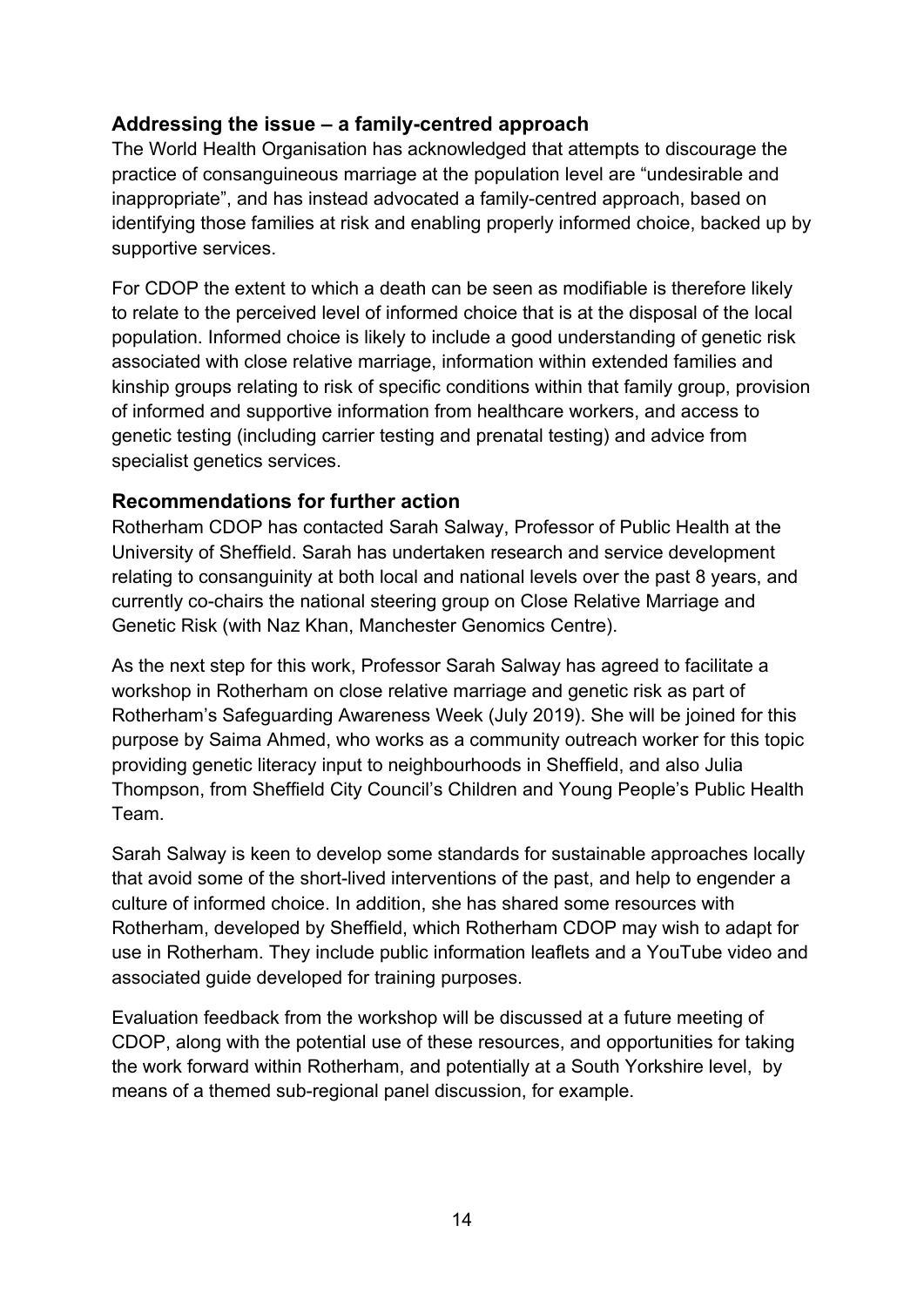### Addressing the issue – a family-centred approach

The World Health Organisation has acknowledged that attempts to discourage the practice of consanguineous marriage at the population level are "undesirable and inappropriate", and has instead advocated a family-centred approach, based on identifying those families at risk and enabling properly informed choice, backed up by supportive services.

For CDOP the extent to which a death can be seen as modifiable is therefore likely to relate to the perceived level of informed choice that is at the disposal of the local population. Informed choice is likely to include a good understanding of genetic risk associated with close relative marriage, information within extended families and kinship groups relating to risk of specific conditions within that family group, provision of informed and supportive information from healthcare workers, and access to genetic testing (including carrier testing and prenatal testing) and advice from specialist genetics services.

### Recommendations for further action

Rotherham CDOP has contacted Sarah Salway, Professor of Public Health at the University of Sheffield. Sarah has undertaken research and service development relating to consanguinity at both local and national levels over the past 8 years, and currently co-chairs the national steering group on Close Relative Marriage and Genetic Risk (with Naz Khan, Manchester Genomics Centre).

As the next step for this work, Professor Sarah Salway has agreed to facilitate a workshop in Rotherham on close relative marriage and genetic risk as part of Rotherham's Safeguarding Awareness Week (July 2019). She will be joined for this purpose by Saima Ahmed, who works as a community outreach worker for this topic providing genetic literacy input to neighbourhoods in Sheffield, and also Julia Thompson, from Sheffield City Council's Children and Young People's Public Health Team.

Sarah Salway is keen to develop some standards for sustainable approaches locally that avoid some of the short-lived interventions of the past, and help to engender a culture of informed choice. In addition, she has shared some resources with Rotherham, developed by Sheffield, which Rotherham CDOP may wish to adapt for use in Rotherham. They include public information leaflets and a YouTube video and associated guide developed for training purposes.

Evaluation feedback from the workshop will be discussed at a future meeting of CDOP, along with the potential use of these resources, and opportunities for taking the work forward within Rotherham, and potentially at a South Yorkshire level, by means of a themed sub-regional panel discussion, for example.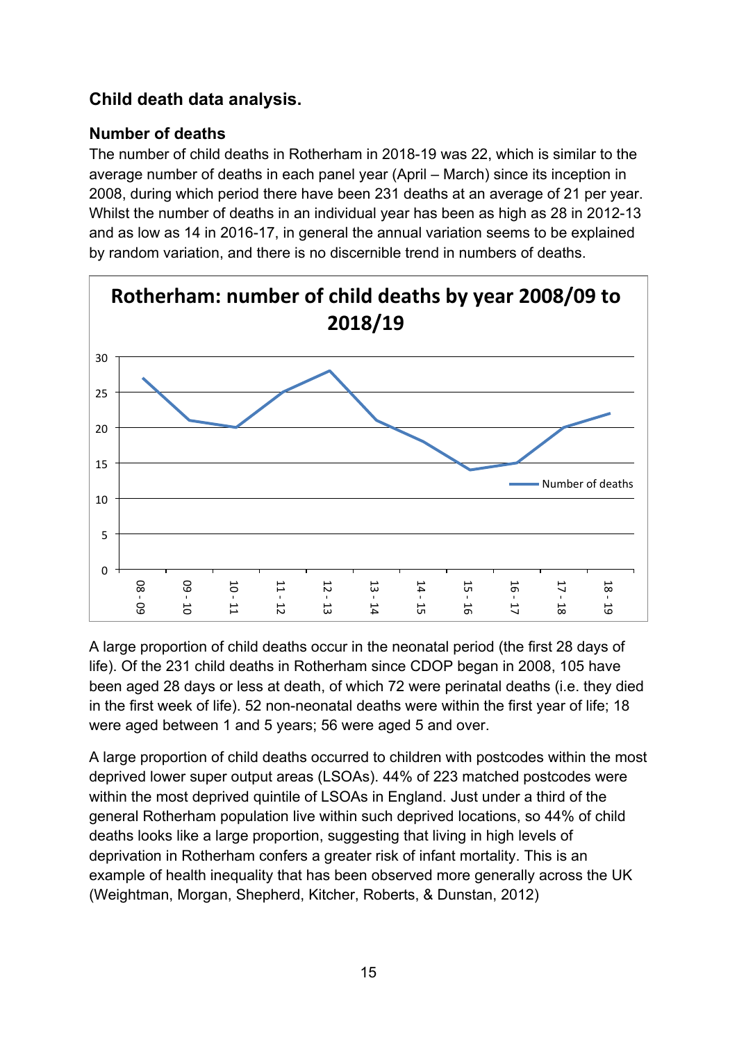## Child death data analysis.

### Number of deaths

The number of child deaths in Rotherham in 2018-19 was 22, which is similar to the average number of deaths in each panel year (April – March) since its inception in 2008, during which period there have been 231 deaths at an average of 21 per year. Whilst the number of deaths in an individual year has been as high as 28 in 2012-13 and as low as 14 in 2016-17, in general the annual variation seems to be explained by random variation, and there is no discernible trend in numbers of deaths.

**Rotherham: number of child deaths by year 2008/09 to 2018/19**

| Year | Number of deaths |
|---|---|
| 08 - 09 | 27 |
| 09 - 10 | 21 |
| 10 - 11 | 20 |
| 11 - 12 | 25 |
| 12 - 13 | 28 |
| 13 - 14 | 21 |
| 14 - 15 | 18 |
| 15 - 16 | 14 |
| 16 - 17 | 15 |
| 17 - 18 | 20 |
| 18 - 19 | 22 |

A large proportion of child deaths occur in the neonatal period (the first 28 days of life). Of the 231 child deaths in Rotherham since CDOP began in 2008, 105 have been aged 28 days or less at death, of which 72 were perinatal deaths (i.e. they died in the first week of life). 52 non-neonatal deaths were within the first year of life; 18 were aged between 1 and 5 years; 56 were aged 5 and over.

A large proportion of child deaths occurred to children with postcodes within the most deprived lower super output areas (LSOAs). 44% of 223 matched postcodes were within the most deprived quintile of LSOAs in England. Just under a third of the general Rotherham population live within such deprived locations, so 44% of child deaths looks like a large proportion, suggesting that living in high levels of deprivation in Rotherham confers a greater risk of infant mortality. This is an example of health inequality that has been observed more generally across the UK (Weightman, Morgan, Shepherd, Kitcher, Roberts, & Dunstan, 2012)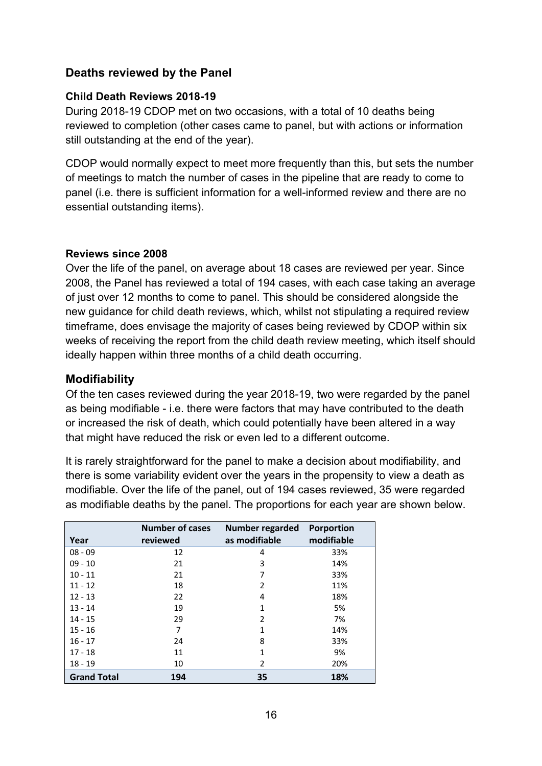## Deaths reviewed by the Panel

### Child Death Reviews 2018-19

During 2018-19 CDOP met on two occasions, with a total of 10 deaths being reviewed to completion (other cases came to panel, but with actions or information still outstanding at the end of the year).

CDOP would normally expect to meet more frequently than this, but sets the number of meetings to match the number of cases in the pipeline that are ready to come to panel (i.e. there is sufficient information for a well-informed review and there are no essential outstanding items).

### Reviews since 2008

Over the life of the panel, on average about 18 cases are reviewed per year. Since 2008, the Panel has reviewed a total of 194 cases, with each case taking an average of just over 12 months to come to panel. This should be considered alongside the new guidance for child death reviews, which, whilst not stipulating a required review timeframe, does envisage the majority of cases being reviewed by CDOP within six weeks of receiving the report from the child death review meeting, which itself should ideally happen within three months of a child death occurring.

## Modifiability

Of the ten cases reviewed during the year 2018-19, two were regarded by the panel as being modifiable - i.e. there were factors that may have contributed to the death or increased the risk of death, which could potentially have been altered in a way that might have reduced the risk or even led to a different outcome.

It is rarely straightforward for the panel to make a decision about modifiability, and there is some variability evident over the years in the propensity to view a death as modifiable. Over the life of the panel, out of 194 cases reviewed, 35 were regarded as modifiable deaths by the panel. The proportions for each year are shown below.

| Year | Number of cases reviewed | Number regarded as modifiable | Porportion modifiable |
|---|---|---|---|
| 08 - 09 | 12 | 4 | 33% |
| 09 - 10 | 21 | 3 | 14% |
| 10 - 11 | 21 | 7 | 33% |
| 11 - 12 | 18 | 2 | 11% |
| 12 - 13 | 22 | 4 | 18% |
| 13 - 14 | 19 | 1 | 5% |
| 14 - 15 | 29 | 2 | 7% |
| 15 - 16 | 7 | 1 | 14% |
| 16 - 17 | 24 | 8 | 33% |
| 17 - 18 | 11 | 1 | 9% |
| 18 - 19 | 10 | 2 | 20% |
| **Grand Total** | **194** | **35** | **18%** |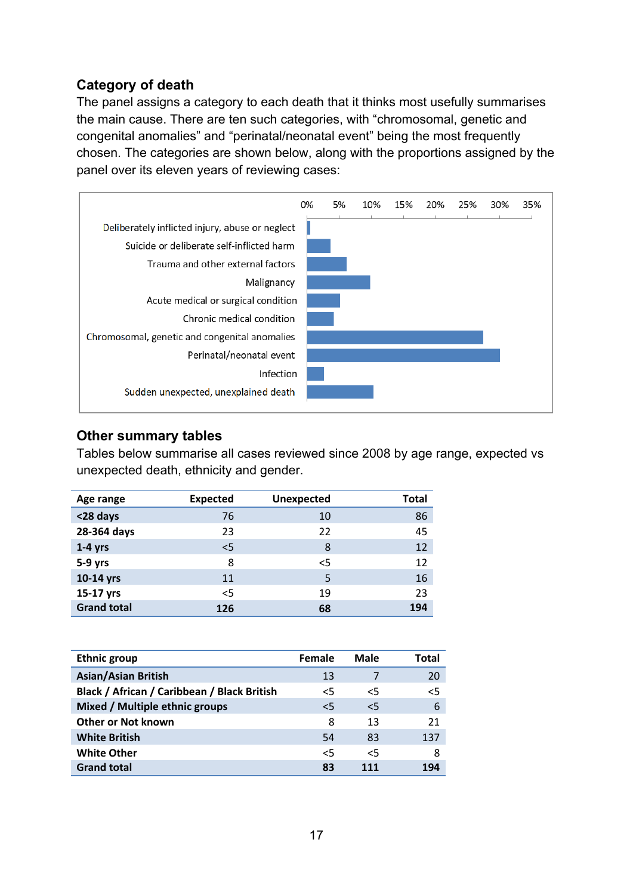## Category of death

The panel assigns a category to each death that it thinks most usefully summarises the main cause. There are ten such categories, with “chromosomal, genetic and congenital anomalies” and “perinatal/neonatal event” being the most frequently chosen. The categories are shown below, along with the proportions assigned by the panel over its eleven years of reviewing cases:

## Other summary tables

Tables below summarise all cases reviewed since 2008 by age range, expected vs unexpected death, ethnicity and gender.

| Age range | Expected | Unexpected | Total |
|---|---|---|---|
| <28 days | 76 | 10 | 86 |
| 28-364 days | 23 | 22 | 45 |
| 1-4 yrs | <5 | 8 | 12 |
| 5-9 yrs | 8 | <5 | 12 |
| 10-14 yrs | 11 | 5 | 16 |
| 15-17 yrs | <5 | 19 | 23 |
| **Grand total** | **126** | **68** | **194** |

| Ethnic group | Female | Male | Total |
|---|---|---|---|
| Asian/Asian British | 13 | 7 | 20 |
| Black / African / Caribbean / Black British | <5 | <5 | <5 |
| Mixed / Multiple ethnic groups | <5 | <5 | 6 |
| Other or Not known | 8 | 13 | 21 |
| White British | 54 | 83 | 137 |
| White Other | <5 | <5 | 8 |
| **Grand total** | **83** | **111** | **194** |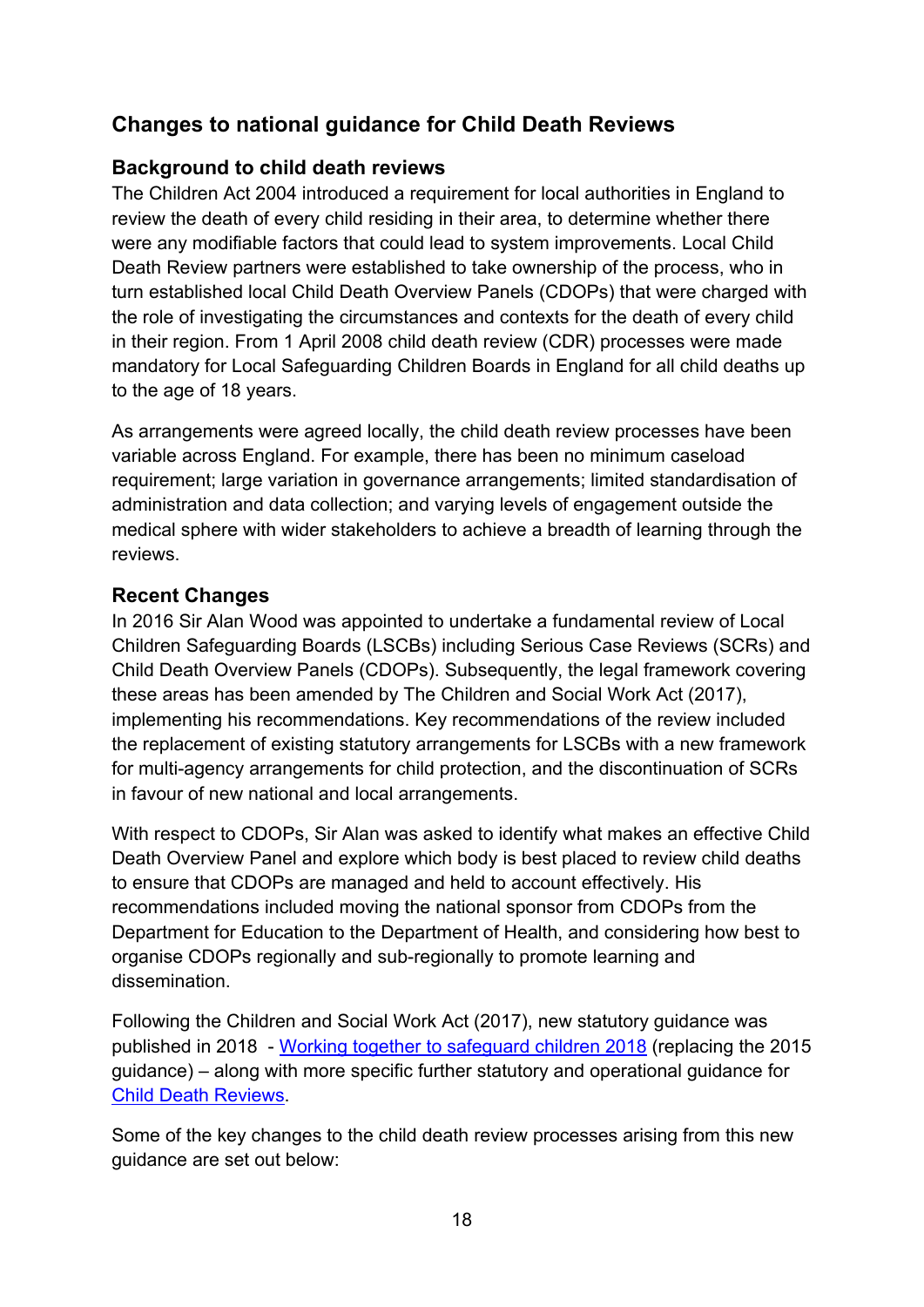## Changes to national guidance for Child Death Reviews

### Background to child death reviews

The Children Act 2004 introduced a requirement for local authorities in England to review the death of every child residing in their area, to determine whether there were any modifiable factors that could lead to system improvements. Local Child Death Review partners were established to take ownership of the process, who in turn established local Child Death Overview Panels (CDOPs) that were charged with the role of investigating the circumstances and contexts for the death of every child in their region. From 1 April 2008 child death review (CDR) processes were made mandatory for Local Safeguarding Children Boards in England for all child deaths up to the age of 18 years.

As arrangements were agreed locally, the child death review processes have been variable across England. For example, there has been no minimum caseload requirement; large variation in governance arrangements; limited standardisation of administration and data collection; and varying levels of engagement outside the medical sphere with wider stakeholders to achieve a breadth of learning through the reviews.

### Recent Changes

In 2016 Sir Alan Wood was appointed to undertake a fundamental review of Local Children Safeguarding Boards (LSCBs) including Serious Case Reviews (SCRs) and Child Death Overview Panels (CDOPs). Subsequently, the legal framework covering these areas has been amended by The Children and Social Work Act (2017), implementing his recommendations. Key recommendations of the review included the replacement of existing statutory arrangements for LSCBs with a new framework for multi-agency arrangements for child protection, and the discontinuation of SCRs in favour of new national and local arrangements.

With respect to CDOPs, Sir Alan was asked to identify what makes an effective Child Death Overview Panel and explore which body is best placed to review child deaths to ensure that CDOPs are managed and held to account effectively. His recommendations included moving the national sponsor from CDOPs from the Department for Education to the Department of Health, and considering how best to organise CDOPs regionally and sub-regionally to promote learning and dissemination.

Following the Children and Social Work Act (2017), new statutory guidance was published in 2018 - [Working together to safeguard children 2018] (replacing the 2015 guidance) – along with more specific further statutory and operational guidance for [Child Death Reviews].

Some of the key changes to the child death review processes arising from this new guidance are set out below: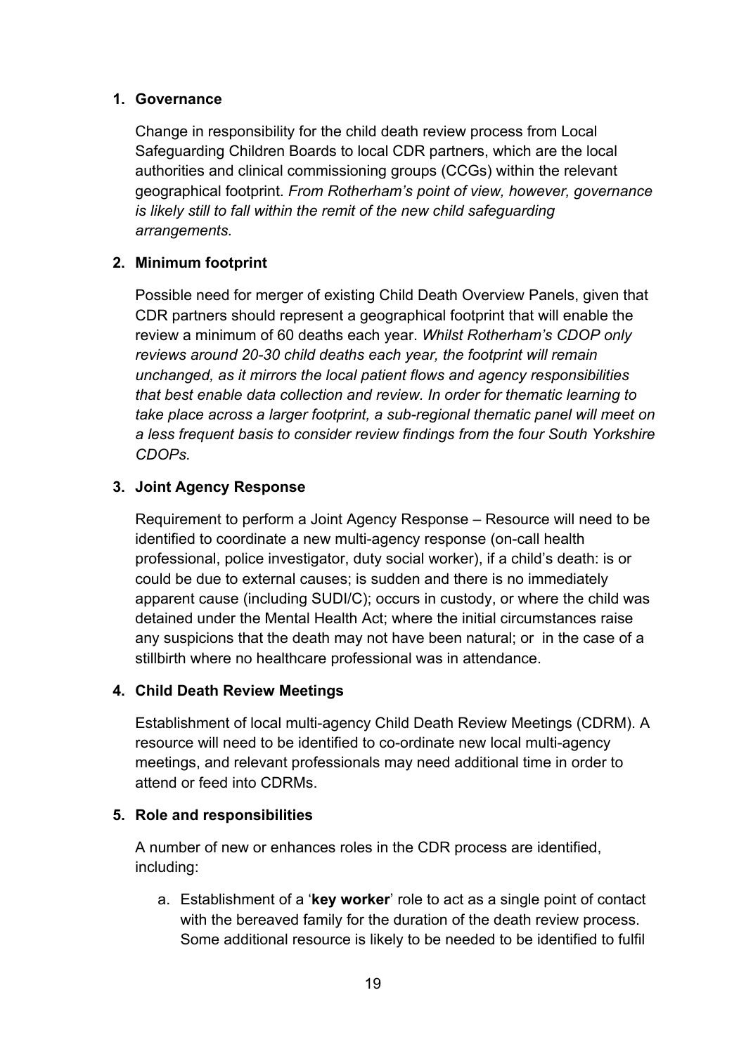1. **Governance**

   Change in responsibility for the child death review process from Local Safeguarding Children Boards to local CDR partners, which are the local authorities and clinical commissioning groups (CCGs) within the relevant geographical footprint. *From Rotherham's point of view, however, governance is likely still to fall within the remit of the new child safeguarding arrangements.*

2. **Minimum footprint**

   Possible need for merger of existing Child Death Overview Panels, given that CDR partners should represent a geographical footprint that will enable the review a minimum of 60 deaths each year. *Whilst Rotherham's CDOP only reviews around 20-30 child deaths each year, the footprint will remain unchanged, as it mirrors the local patient flows and agency responsibilities that best enable data collection and review. In order for thematic learning to take place across a larger footprint, a sub-regional thematic panel will meet on a less frequent basis to consider review findings from the four South Yorkshire CDOPs.*

3. **Joint Agency Response**

   Requirement to perform a Joint Agency Response – Resource will need to be identified to coordinate a new multi-agency response (on-call health professional, police investigator, duty social worker), if a child's death: is or could be due to external causes; is sudden and there is no immediately apparent cause (including SUDI/C); occurs in custody, or where the child was detained under the Mental Health Act; where the initial circumstances raise any suspicions that the death may not have been natural; or in the case of a stillbirth where no healthcare professional was in attendance.

4. **Child Death Review Meetings**

   Establishment of local multi-agency Child Death Review Meetings (CDRM). A resource will need to be identified to co-ordinate new local multi-agency meetings, and relevant professionals may need additional time in order to attend or feed into CDRMs.

5. **Role and responsibilities**

   A number of new or enhances roles in the CDR process are identified, including:

   a. Establishment of a '**key worker**' role to act as a single point of contact with the bereaved family for the duration of the death review process. Some additional resource is likely to be needed to be identified to fulfil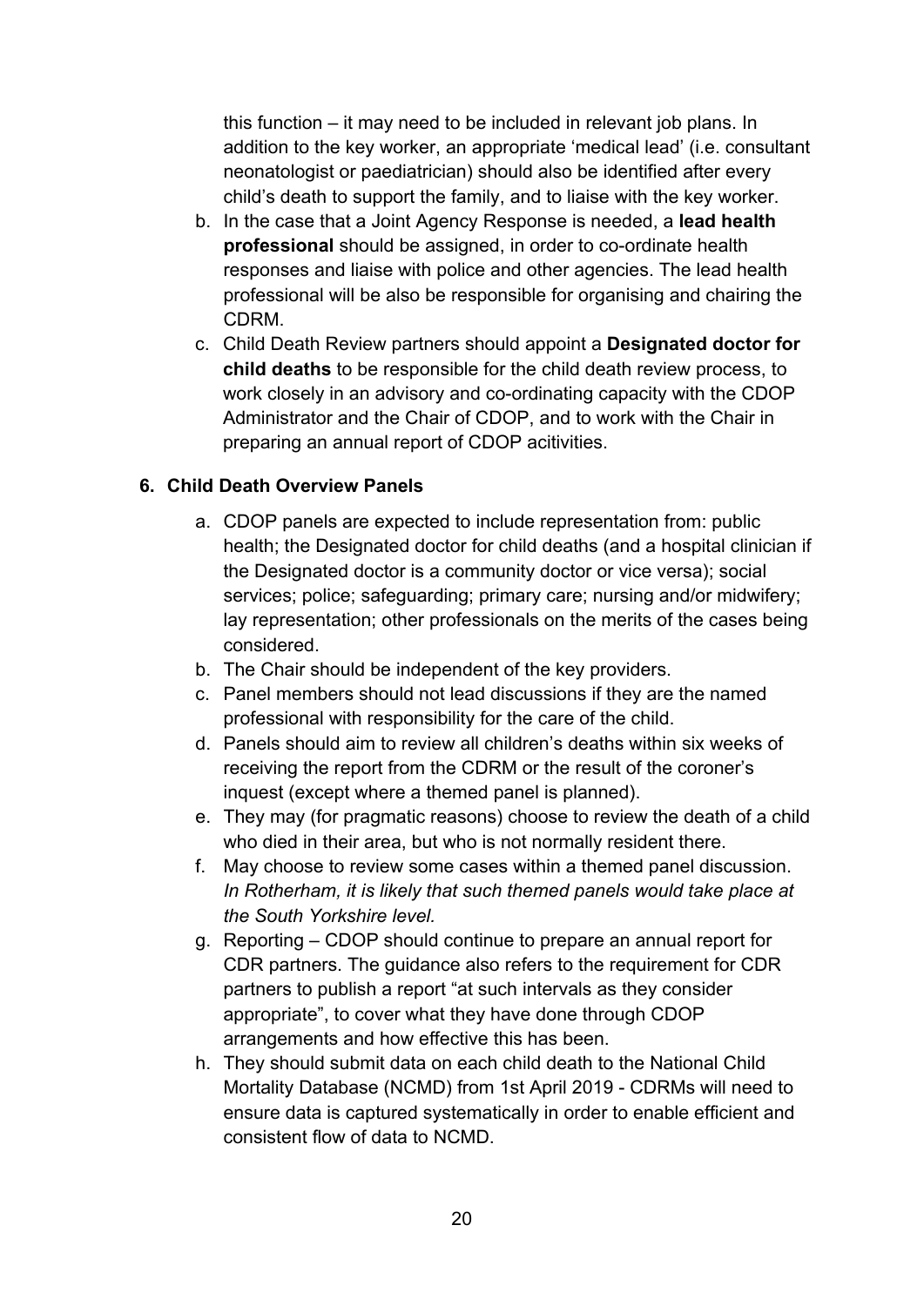this function – it may need to be included in relevant job plans. In addition to the key worker, an appropriate 'medical lead' (i.e. consultant neonatologist or paediatrician) should also be identified after every child's death to support the family, and to liaise with the key worker.

b. In the case that a Joint Agency Response is needed, a **lead health professional** should be assigned, in order to co-ordinate health responses and liaise with police and other agencies. The lead health professional will be also be responsible for organising and chairing the CDRM.
c. Child Death Review partners should appoint a **Designated doctor for child deaths** to be responsible for the child death review process, to work closely in an advisory and co-ordinating capacity with the CDOP Administrator and the Chair of CDOP, and to work with the Chair in preparing an annual report of CDOP acitivities.

**6. Child Death Overview Panels**

a. CDOP panels are expected to include representation from: public health; the Designated doctor for child deaths (and a hospital clinician if the Designated doctor is a community doctor or vice versa); social services; police; safeguarding; primary care; nursing and/or midwifery; lay representation; other professionals on the merits of the cases being considered.
b. The Chair should be independent of the key providers.
c. Panel members should not lead discussions if they are the named professional with responsibility for the care of the child.
d. Panels should aim to review all children's deaths within six weeks of receiving the report from the CDRM or the result of the coroner's inquest (except where a themed panel is planned).
e. They may (for pragmatic reasons) choose to review the death of a child who died in their area, but who is not normally resident there.
f. May choose to review some cases within a themed panel discussion. *In Rotherham, it is likely that such themed panels would take place at the South Yorkshire level.*
g. Reporting – CDOP should continue to prepare an annual report for CDR partners. The guidance also refers to the requirement for CDR partners to publish a report "at such intervals as they consider appropriate", to cover what they have done through CDOP arrangements and how effective this has been.
h. They should submit data on each child death to the National Child Mortality Database (NCMD) from 1st April 2019 - CDRMs will need to ensure data is captured systematically in order to enable efficient and consistent flow of data to NCMD.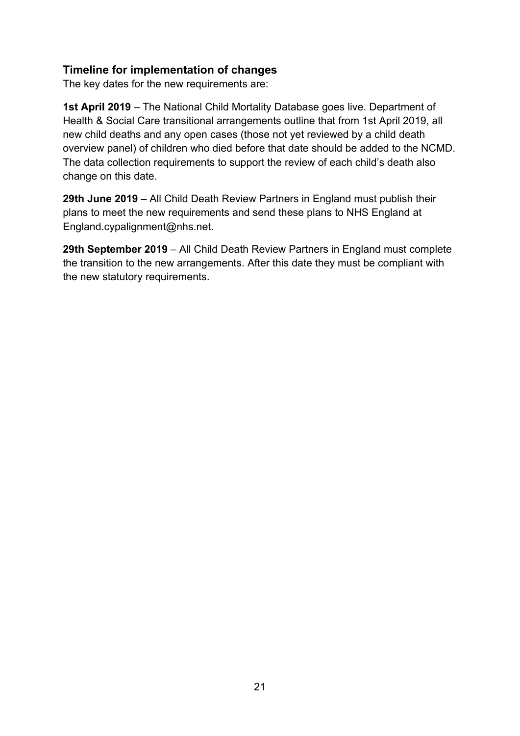## Timeline for implementation of changes

The key dates for the new requirements are:

**1st April 2019** – The National Child Mortality Database goes live. Department of Health & Social Care transitional arrangements outline that from 1st April 2019, all new child deaths and any open cases (those not yet reviewed by a child death overview panel) of children who died before that date should be added to the NCMD. The data collection requirements to support the review of each child's death also change on this date.

**29th June 2019** – All Child Death Review Partners in England must publish their plans to meet the new requirements and send these plans to NHS England at England.cypalignment@nhs.net.

**29th September 2019** – All Child Death Review Partners in England must complete the transition to the new arrangements. After this date they must be compliant with the new statutory requirements.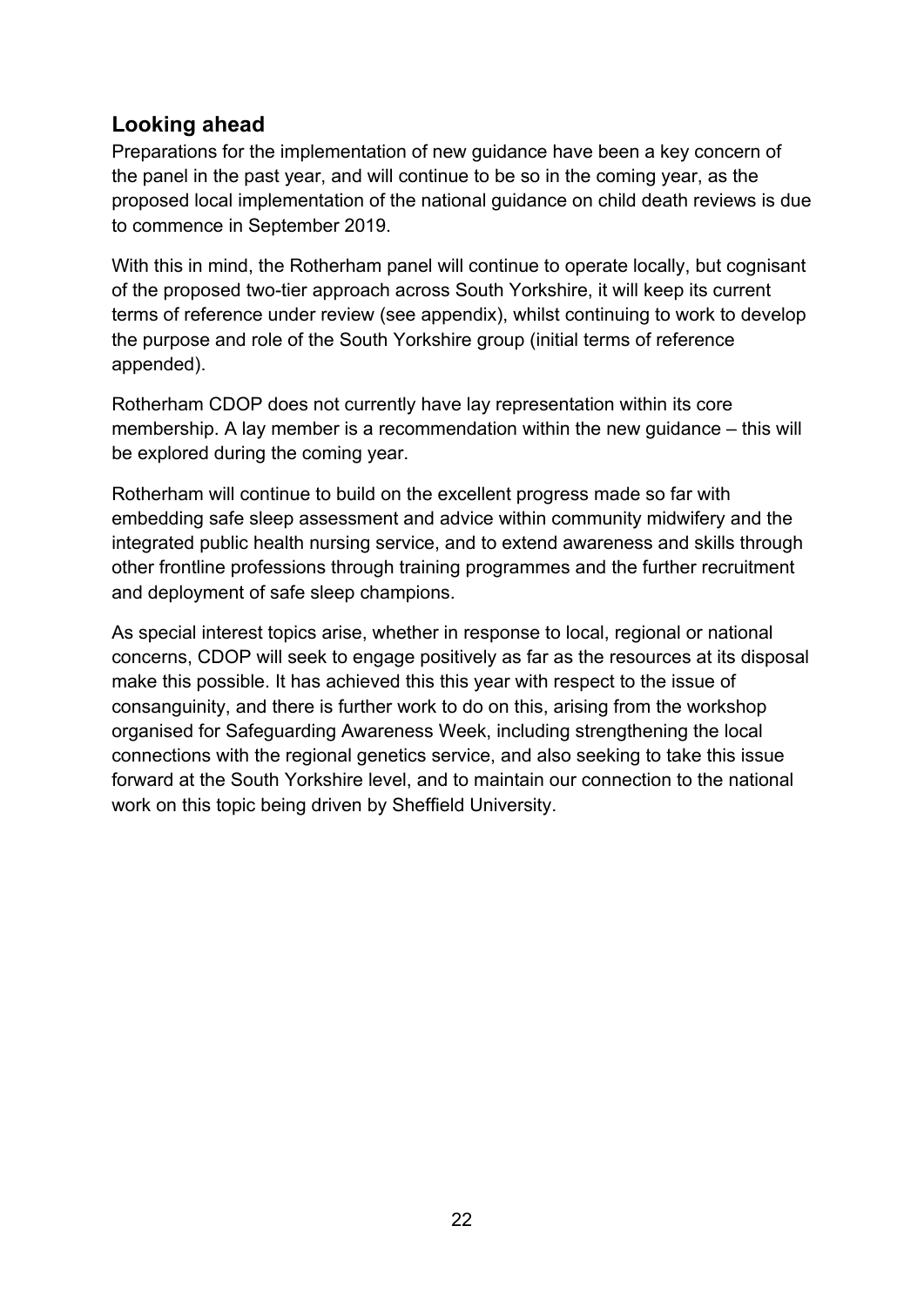## Looking ahead

Preparations for the implementation of new guidance have been a key concern of the panel in the past year, and will continue to be so in the coming year, as the proposed local implementation of the national guidance on child death reviews is due to commence in September 2019.

With this in mind, the Rotherham panel will continue to operate locally, but cognisant of the proposed two-tier approach across South Yorkshire, it will keep its current terms of reference under review (see appendix), whilst continuing to work to develop the purpose and role of the South Yorkshire group (initial terms of reference appended).

Rotherham CDOP does not currently have lay representation within its core membership. A lay member is a recommendation within the new guidance – this will be explored during the coming year.

Rotherham will continue to build on the excellent progress made so far with embedding safe sleep assessment and advice within community midwifery and the integrated public health nursing service, and to extend awareness and skills through other frontline professions through training programmes and the further recruitment and deployment of safe sleep champions.

As special interest topics arise, whether in response to local, regional or national concerns, CDOP will seek to engage positively as far as the resources at its disposal make this possible. It has achieved this this year with respect to the issue of consanguinity, and there is further work to do on this, arising from the workshop organised for Safeguarding Awareness Week, including strengthening the local connections with the regional genetics service, and also seeking to take this issue forward at the South Yorkshire level, and to maintain our connection to the national work on this topic being driven by Sheffield University.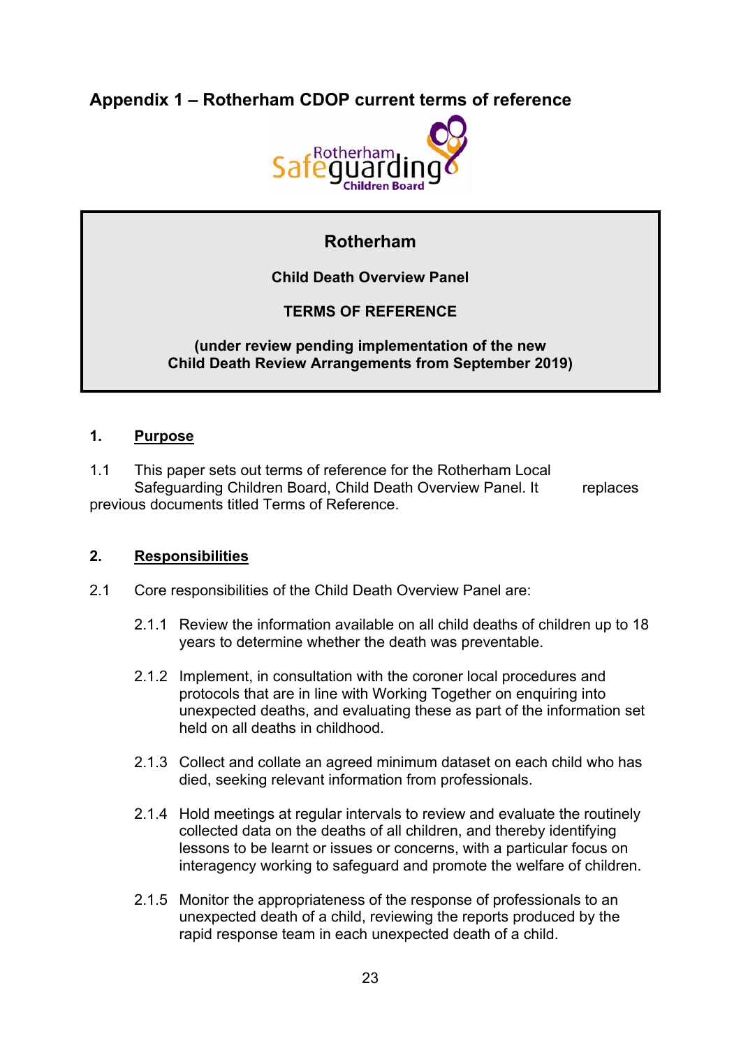## Appendix 1 – Rotherham CDOP current terms of reference

**Rotherham**

**Child Death Overview Panel**

**TERMS OF REFERENCE**

**(under review pending implementation of the new Child Death Review Arrangements from September 2019)**

### 1. Purpose

1.1 This paper sets out terms of reference for the Rotherham Local Safeguarding Children Board, Child Death Overview Panel. It replaces previous documents titled Terms of Reference.

### 2. Responsibilities

2.1 Core responsibilities of the Child Death Overview Panel are:

2.1.1 Review the information available on all child deaths of children up to 18 years to determine whether the death was preventable.

2.1.2 Implement, in consultation with the coroner local procedures and protocols that are in line with Working Together on enquiring into unexpected deaths, and evaluating these as part of the information set held on all deaths in childhood.

2.1.3 Collect and collate an agreed minimum dataset on each child who has died, seeking relevant information from professionals.

2.1.4 Hold meetings at regular intervals to review and evaluate the routinely collected data on the deaths of all children, and thereby identifying lessons to be learnt or issues or concerns, with a particular focus on interagency working to safeguard and promote the welfare of children.

2.1.5 Monitor the appropriateness of the response of professionals to an unexpected death of a child, reviewing the reports produced by the rapid response team in each unexpected death of a child.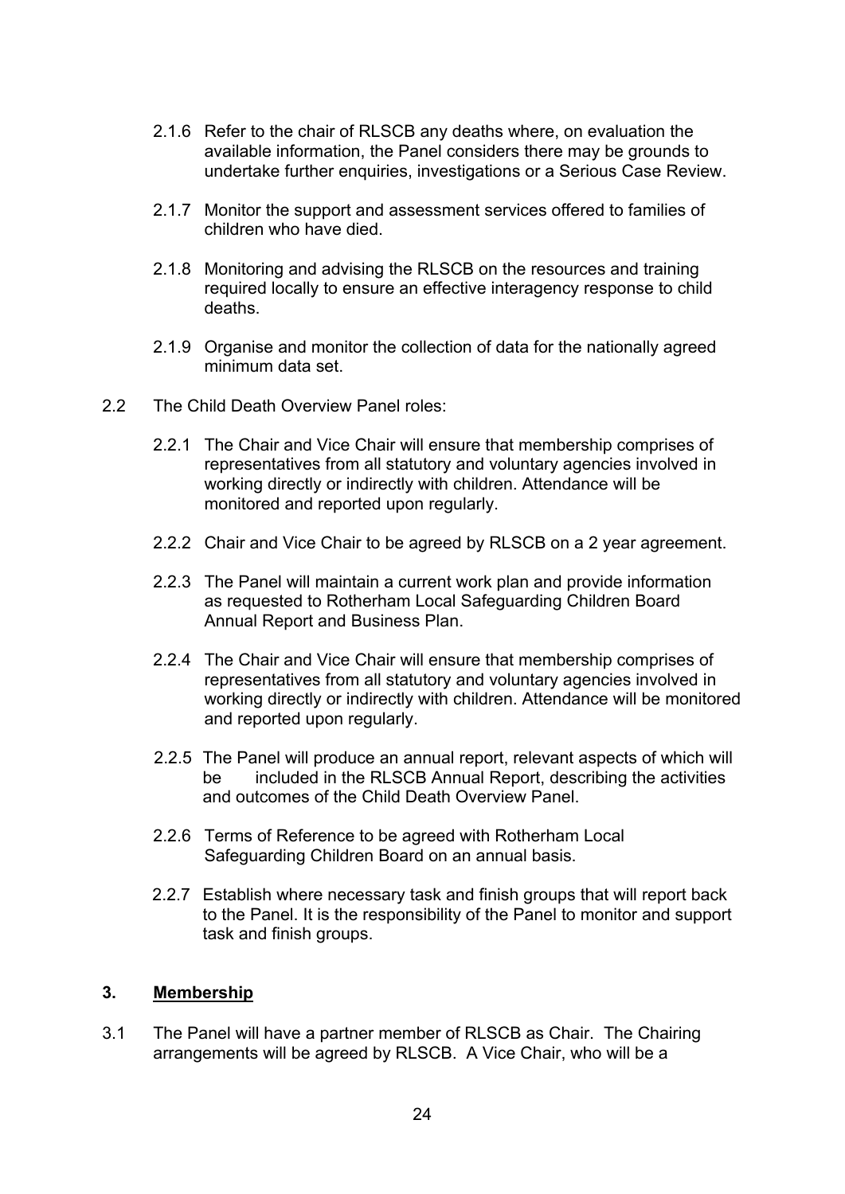2.1.6 Refer to the chair of RLSCB any deaths where, on evaluation the available information, the Panel considers there may be grounds to undertake further enquiries, investigations or a Serious Case Review.

2.1.7 Monitor the support and assessment services offered to families of children who have died.

2.1.8 Monitoring and advising the RLSCB on the resources and training required locally to ensure an effective interagency response to child deaths.

2.1.9 Organise and monitor the collection of data for the nationally agreed minimum data set.

2.2 The Child Death Overview Panel roles:

2.2.1 The Chair and Vice Chair will ensure that membership comprises of representatives from all statutory and voluntary agencies involved in working directly or indirectly with children. Attendance will be monitored and reported upon regularly.

2.2.2 Chair and Vice Chair to be agreed by RLSCB on a 2 year agreement.

2.2.3 The Panel will maintain a current work plan and provide information as requested to Rotherham Local Safeguarding Children Board Annual Report and Business Plan.

2.2.4 The Chair and Vice Chair will ensure that membership comprises of representatives from all statutory and voluntary agencies involved in working directly or indirectly with children. Attendance will be monitored and reported upon regularly.

2.2.5 The Panel will produce an annual report, relevant aspects of which will be included in the RLSCB Annual Report, describing the activities and outcomes of the Child Death Overview Panel.

2.2.6 Terms of Reference to be agreed with Rotherham Local Safeguarding Children Board on an annual basis.

2.2.7 Establish where necessary task and finish groups that will report back to the Panel. It is the responsibility of the Panel to monitor and support task and finish groups.

## 3. Membership

3.1 The Panel will have a partner member of RLSCB as Chair. The Chairing arrangements will be agreed by RLSCB. A Vice Chair, who will be a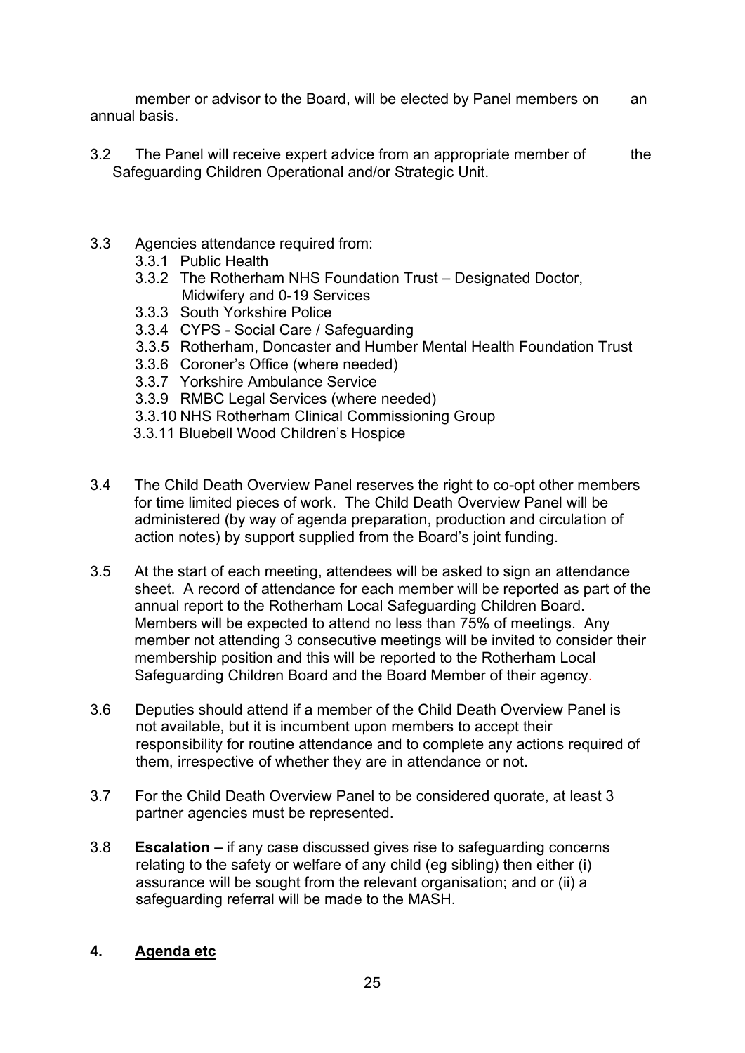member or advisor to the Board, will be elected by Panel members on an annual basis.

3.2 The Panel will receive expert advice from an appropriate member of the Safeguarding Children Operational and/or Strategic Unit.

3.3 Agencies attendance required from:

- 3.3.1 Public Health
- 3.3.2 The Rotherham NHS Foundation Trust – Designated Doctor, Midwifery and 0-19 Services
- 3.3.3 South Yorkshire Police
- 3.3.4 CYPS - Social Care / Safeguarding
- 3.3.5 Rotherham, Doncaster and Humber Mental Health Foundation Trust
- 3.3.6 Coroner's Office (where needed)
- 3.3.7 Yorkshire Ambulance Service
- 3.3.9 RMBC Legal Services (where needed)
- 3.3.10 NHS Rotherham Clinical Commissioning Group
- 3.3.11 Bluebell Wood Children's Hospice

3.4 The Child Death Overview Panel reserves the right to co-opt other members for time limited pieces of work. The Child Death Overview Panel will be administered (by way of agenda preparation, production and circulation of action notes) by support supplied from the Board's joint funding.

3.5 At the start of each meeting, attendees will be asked to sign an attendance sheet. A record of attendance for each member will be reported as part of the annual report to the Rotherham Local Safeguarding Children Board. Members will be expected to attend no less than 75% of meetings. Any member not attending 3 consecutive meetings will be invited to consider their membership position and this will be reported to the Rotherham Local Safeguarding Children Board and the Board Member of their agency.

3.6 Deputies should attend if a member of the Child Death Overview Panel is not available, but it is incumbent upon members to accept their responsibility for routine attendance and to complete any actions required of them, irrespective of whether they are in attendance or not.

3.7 For the Child Death Overview Panel to be considered quorate, at least 3 partner agencies must be represented.

3.8 **Escalation –** if any case discussed gives rise to safeguarding concerns relating to the safety or welfare of any child (eg sibling) then either (i) assurance will be sought from the relevant organisation; and or (ii) a safeguarding referral will be made to the MASH.

## 4. Agenda etc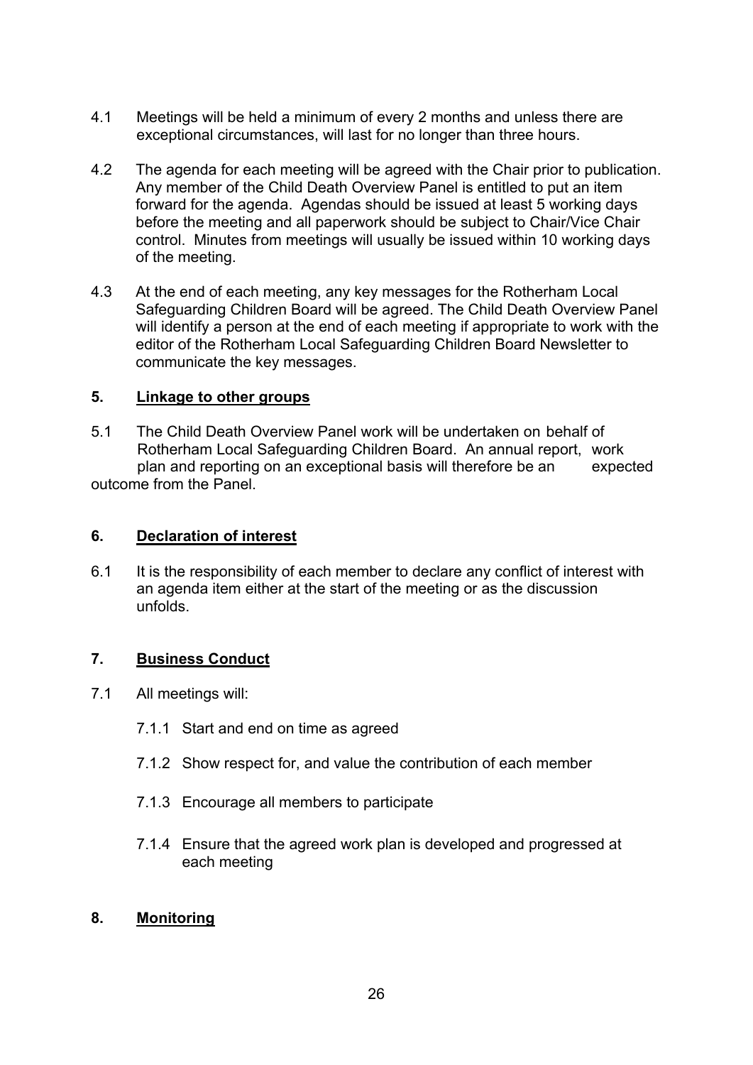4.1 Meetings will be held a minimum of every 2 months and unless there are exceptional circumstances, will last for no longer than three hours.

4.2 The agenda for each meeting will be agreed with the Chair prior to publication. Any member of the Child Death Overview Panel is entitled to put an item forward for the agenda. Agendas should be issued at least 5 working days before the meeting and all paperwork should be subject to Chair/Vice Chair control. Minutes from meetings will usually be issued within 10 working days of the meeting.

4.3 At the end of each meeting, any key messages for the Rotherham Local Safeguarding Children Board will be agreed. The Child Death Overview Panel will identify a person at the end of each meeting if appropriate to work with the editor of the Rotherham Local Safeguarding Children Board Newsletter to communicate the key messages.

## 5. <u>Linkage to other groups</u>

5.1 The Child Death Overview Panel work will be undertaken on behalf of Rotherham Local Safeguarding Children Board. An annual report, work plan and reporting on an exceptional basis will therefore be an expected outcome from the Panel.

## 6. <u>Declaration of interest</u>

6.1 It is the responsibility of each member to declare any conflict of interest with an agenda item either at the start of the meeting or as the discussion unfolds.

## 7. <u>Business Conduct</u>

7.1 All meetings will:

7.1.1 Start and end on time as agreed

7.1.2 Show respect for, and value the contribution of each member

7.1.3 Encourage all members to participate

7.1.4 Ensure that the agreed work plan is developed and progressed at each meeting

## 8. <u>Monitoring</u>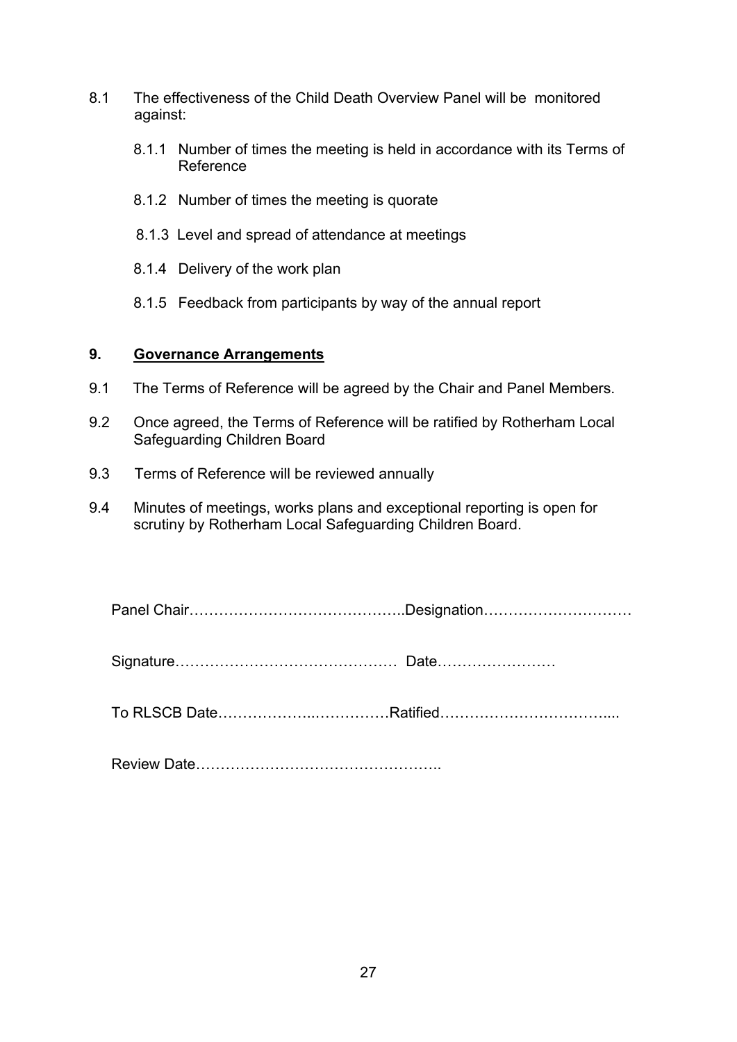8.1 The effectiveness of the Child Death Overview Panel will be monitored against:

8.1.1 Number of times the meeting is held in accordance with its Terms of Reference

8.1.2 Number of times the meeting is quorate

8.1.3 Level and spread of attendance at meetings

8.1.4 Delivery of the work plan

8.1.5 Feedback from participants by way of the annual report

## 9. Governance Arrangements

9.1 The Terms of Reference will be agreed by the Chair and Panel Members.

9.2 Once agreed, the Terms of Reference will be ratified by Rotherham Local Safeguarding Children Board

9.3 Terms of Reference will be reviewed annually

9.4 Minutes of meetings, works plans and exceptional reporting is open for scrutiny by Rotherham Local Safeguarding Children Board.

Panel Chair……………………………………..Designation…………………………

Signature……………………………………… Date……………………

To RLSCB Date………………..……………Ratified……………………………....

Review Date…………………………………………..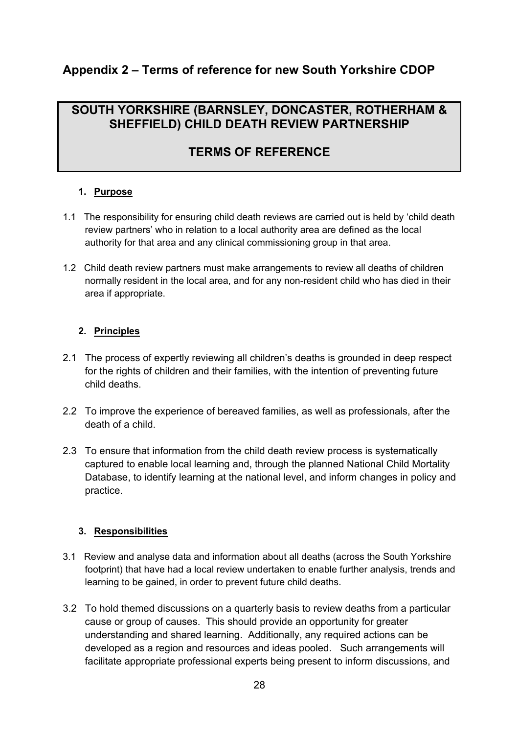## Appendix 2 – Terms of reference for new South Yorkshire CDOP

# SOUTH YORKSHIRE (BARNSLEY, DONCASTER, ROTHERHAM & SHEFFIELD) CHILD DEATH REVIEW PARTNERSHIP

# TERMS OF REFERENCE

### 1. Purpose

1.1 The responsibility for ensuring child death reviews are carried out is held by 'child death review partners' who in relation to a local authority area are defined as the local authority for that area and any clinical commissioning group in that area.

1.2 Child death review partners must make arrangements to review all deaths of children normally resident in the local area, and for any non-resident child who has died in their area if appropriate.

### 2. Principles

2.1 The process of expertly reviewing all children's deaths is grounded in deep respect for the rights of children and their families, with the intention of preventing future child deaths.

2.2 To improve the experience of bereaved families, as well as professionals, after the death of a child.

2.3 To ensure that information from the child death review process is systematically captured to enable local learning and, through the planned National Child Mortality Database, to identify learning at the national level, and inform changes in policy and practice.

### 3. Responsibilities

3.1 Review and analyse data and information about all deaths (across the South Yorkshire footprint) that have had a local review undertaken to enable further analysis, trends and learning to be gained, in order to prevent future child deaths.

3.2 To hold themed discussions on a quarterly basis to review deaths from a particular cause or group of causes. This should provide an opportunity for greater understanding and shared learning. Additionally, any required actions can be developed as a region and resources and ideas pooled. Such arrangements will facilitate appropriate professional experts being present to inform discussions, and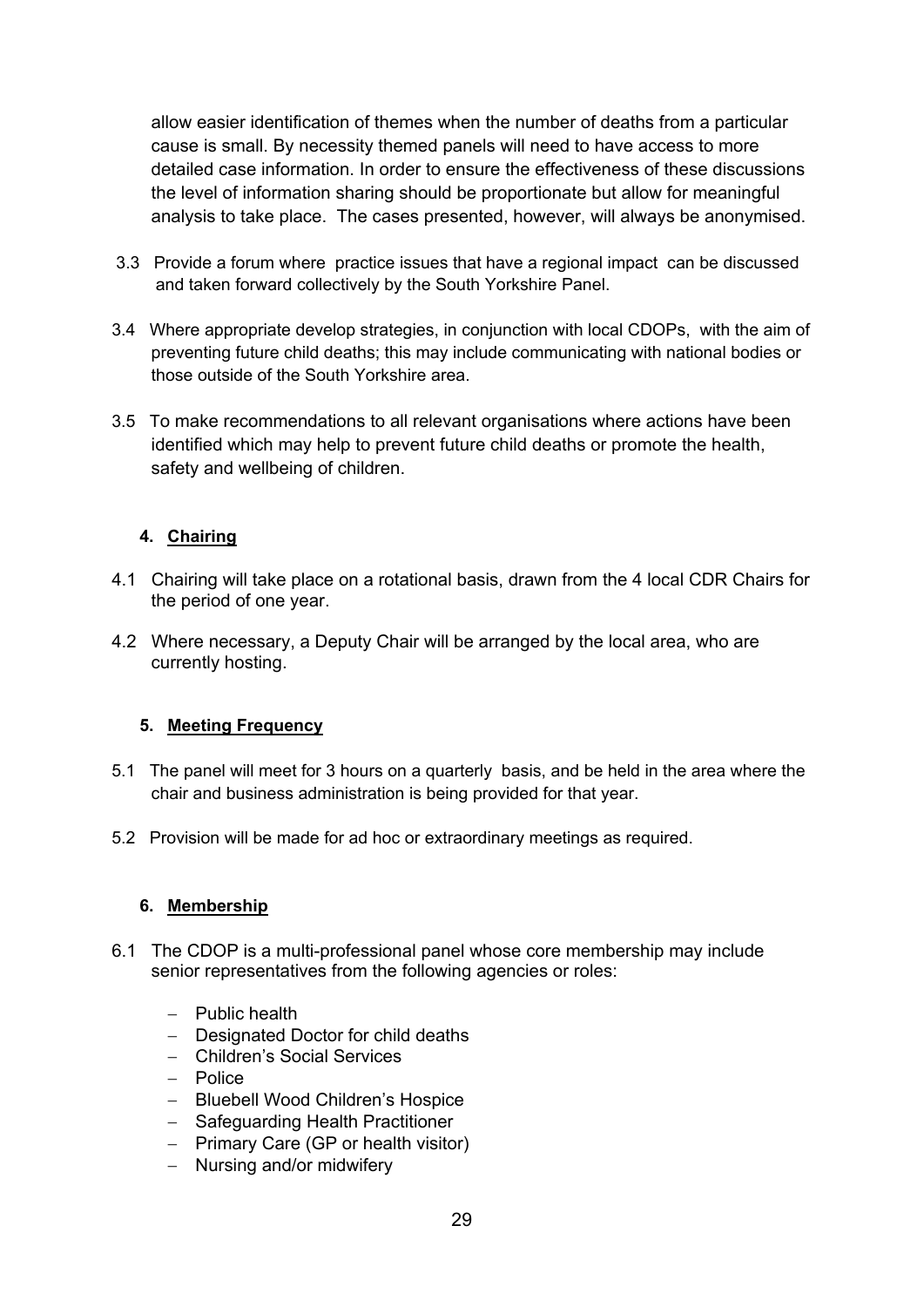allow easier identification of themes when the number of deaths from a particular cause is small. By necessity themed panels will need to have access to more detailed case information. In order to ensure the effectiveness of these discussions the level of information sharing should be proportionate but allow for meaningful analysis to take place. The cases presented, however, will always be anonymised.

3.3 Provide a forum where practice issues that have a regional impact can be discussed and taken forward collectively by the South Yorkshire Panel.

3.4 Where appropriate develop strategies, in conjunction with local CDOPs, with the aim of preventing future child deaths; this may include communicating with national bodies or those outside of the South Yorkshire area.

3.5 To make recommendations to all relevant organisations where actions have been identified which may help to prevent future child deaths or promote the health, safety and wellbeing of children.

## 4. Chairing

4.1 Chairing will take place on a rotational basis, drawn from the 4 local CDR Chairs for the period of one year.

4.2 Where necessary, a Deputy Chair will be arranged by the local area, who are currently hosting.

## 5. Meeting Frequency

5.1 The panel will meet for 3 hours on a quarterly basis, and be held in the area where the chair and business administration is being provided for that year.

5.2 Provision will be made for ad hoc or extraordinary meetings as required.

## 6. Membership

6.1 The CDOP is a multi-professional panel whose core membership may include senior representatives from the following agencies or roles:

- Public health
- Designated Doctor for child deaths
- Children's Social Services
- Police
- Bluebell Wood Children's Hospice
- Safeguarding Health Practitioner
- Primary Care (GP or health visitor)
- Nursing and/or midwifery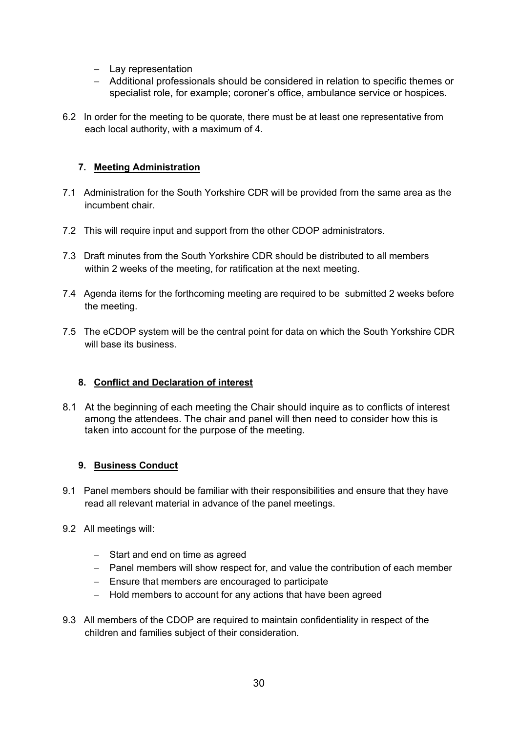- Lay representation
- Additional professionals should be considered in relation to specific themes or specialist role, for example; coroner's office, ambulance service or hospices.

6.2 In order for the meeting to be quorate, there must be at least one representative from each local authority, with a maximum of 4.

## 7. Meeting Administration

7.1 Administration for the South Yorkshire CDR will be provided from the same area as the incumbent chair.

7.2 This will require input and support from the other CDOP administrators.

7.3 Draft minutes from the South Yorkshire CDR should be distributed to all members within 2 weeks of the meeting, for ratification at the next meeting.

7.4 Agenda items for the forthcoming meeting are required to be submitted 2 weeks before the meeting.

7.5 The eCDOP system will be the central point for data on which the South Yorkshire CDR will base its business.

## 8. Conflict and Declaration of interest

8.1 At the beginning of each meeting the Chair should inquire as to conflicts of interest among the attendees. The chair and panel will then need to consider how this is taken into account for the purpose of the meeting.

## 9. Business Conduct

9.1 Panel members should be familiar with their responsibilities and ensure that they have read all relevant material in advance of the panel meetings.

9.2 All meetings will:

- Start and end on time as agreed
- Panel members will show respect for, and value the contribution of each member
- Ensure that members are encouraged to participate
- Hold members to account for any actions that have been agreed

9.3 All members of the CDOP are required to maintain confidentiality in respect of the children and families subject of their consideration.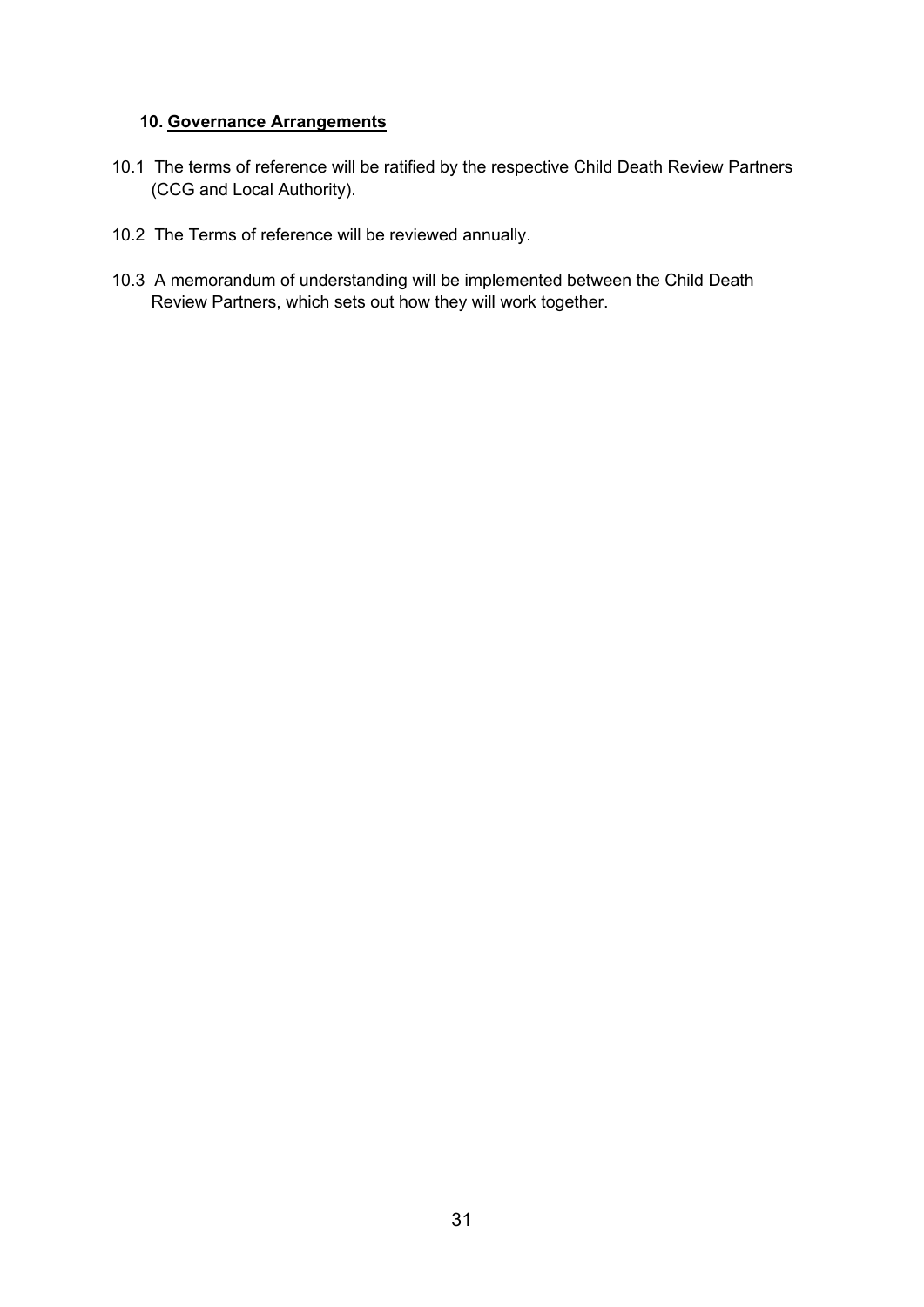## 10. Governance Arrangements

10.1 The terms of reference will be ratified by the respective Child Death Review Partners (CCG and Local Authority).

10.2 The Terms of reference will be reviewed annually.

10.3 A memorandum of understanding will be implemented between the Child Death Review Partners, which sets out how they will work together.